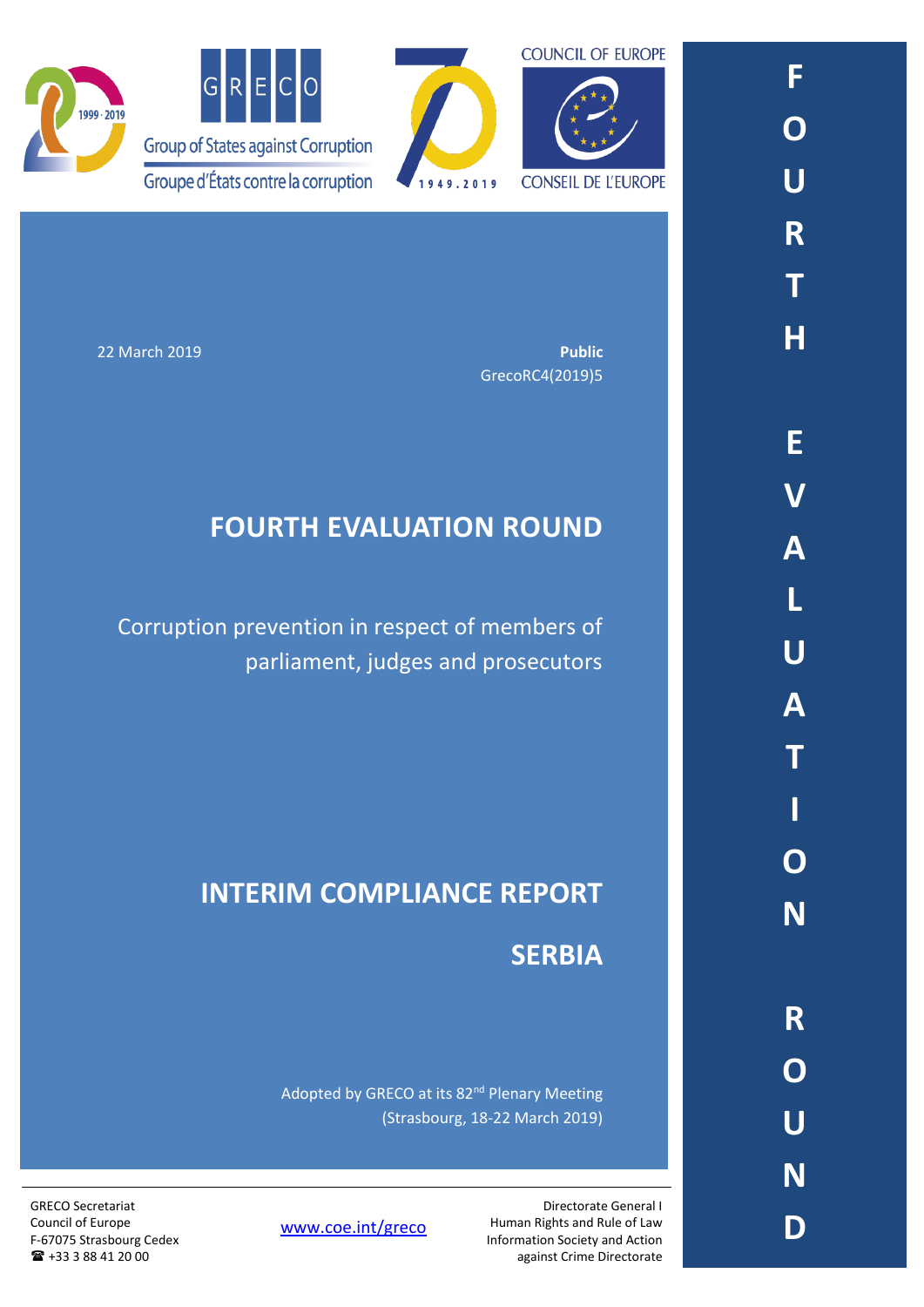Group of States against Corruption

Groupe d'États contre la corruption

COUNCIL OF EUROPE

CONSEIL DE L'EUROPE

22 March 2019

**Public**

GrecoRC4(2019)5

# FOURTH EVALUATION ROUND

Corruption prevention in respect of members of parliament, judges and prosecutors

# INTERIM COMPLIANCE REPORT

# SERBIA

Adopted by GRECO at its 82nd Plenary Meeting (Strasbourg, 18-22 March 2019)

GRECO Secretariat
Council of Europe
F-67075 Strasbourg Cedex
☎ +33 3 88 41 20 00

www.coe.int/greco

Directorate General I
Human Rights and Rule of Law
Information Society and Action against Crime Directorate

FOURTH EVALUATION ROUND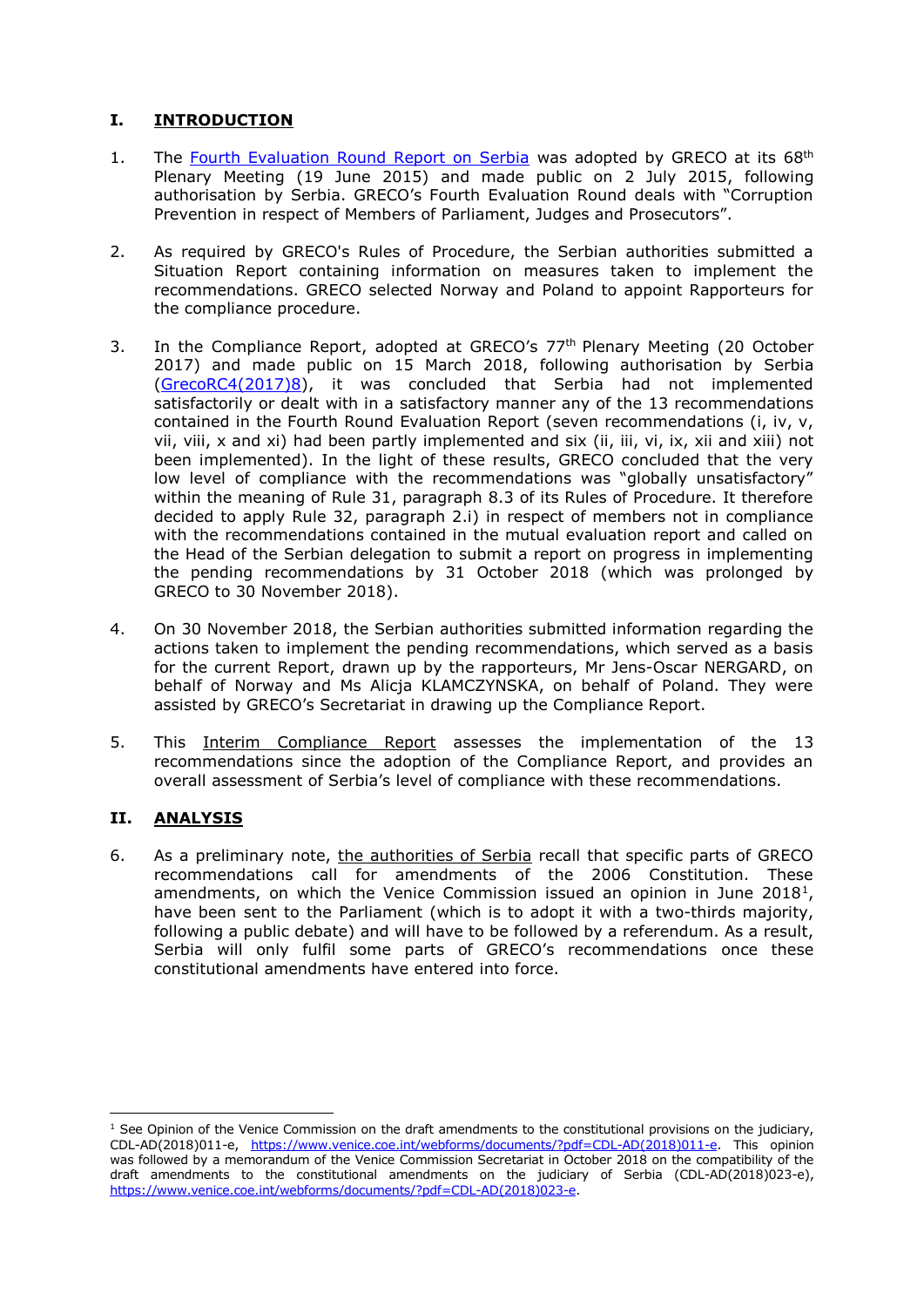## I. INTRODUCTION

1. The Fourth Evaluation Round Report on Serbia was adopted by GRECO at its 68th Plenary Meeting (19 June 2015) and made public on 2 July 2015, following authorisation by Serbia. GRECO's Fourth Evaluation Round deals with "Corruption Prevention in respect of Members of Parliament, Judges and Prosecutors".

2. As required by GRECO's Rules of Procedure, the Serbian authorities submitted a Situation Report containing information on measures taken to implement the recommendations. GRECO selected Norway and Poland to appoint Rapporteurs for the compliance procedure.

3. In the Compliance Report, adopted at GRECO's 77th Plenary Meeting (20 October 2017) and made public on 15 March 2018, following authorisation by Serbia (GrecoRC4(2017)8), it was concluded that Serbia had not implemented satisfactorily or dealt with in a satisfactory manner any of the 13 recommendations contained in the Fourth Round Evaluation Report (seven recommendations (i, iv, v, vii, viii, x and xi) had been partly implemented and six (ii, iii, vi, ix, xii and xiii) not been implemented). In the light of these results, GRECO concluded that the very low level of compliance with the recommendations was "globally unsatisfactory" within the meaning of Rule 31, paragraph 8.3 of its Rules of Procedure. It therefore decided to apply Rule 32, paragraph 2.i) in respect of members not in compliance with the recommendations contained in the mutual evaluation report and called on the Head of the Serbian delegation to submit a report on progress in implementing the pending recommendations by 31 October 2018 (which was prolonged by GRECO to 30 November 2018).

4. On 30 November 2018, the Serbian authorities submitted information regarding the actions taken to implement the pending recommendations, which served as a basis for the current Report, drawn up by the rapporteurs, Mr Jens-Oscar NERGARD, on behalf of Norway and Ms Alicja KLAMCZYNSKA, on behalf of Poland. They were assisted by GRECO's Secretariat in drawing up the Compliance Report.

5. This Interim Compliance Report assesses the implementation of the 13 recommendations since the adoption of the Compliance Report, and provides an overall assessment of Serbia's level of compliance with these recommendations.

## II. ANALYSIS

6. As a preliminary note, the authorities of Serbia recall that specific parts of GRECO recommendations call for amendments of the 2006 Constitution. These amendments, on which the Venice Commission issued an opinion in June 2018[1], have been sent to the Parliament (which is to adopt it with a two-thirds majority, following a public debate) and will have to be followed by a referendum. As a result, Serbia will only fulfil some parts of GRECO's recommendations once these constitutional amendments have entered into force.

---

[1] See Opinion of the Venice Commission on the draft amendments to the constitutional provisions on the judiciary, CDL-AD(2018)011-e, https://www.venice.coe.int/webforms/documents/?pdf=CDL-AD(2018)011-e. This opinion was followed by a memorandum of the Venice Commission Secretariat in October 2018 on the compatibility of the draft amendments to the constitutional amendments on the judiciary of Serbia (CDL-AD(2018)023-e), https://www.venice.coe.int/webforms/documents/?pdf=CDL-AD(2018)023-e.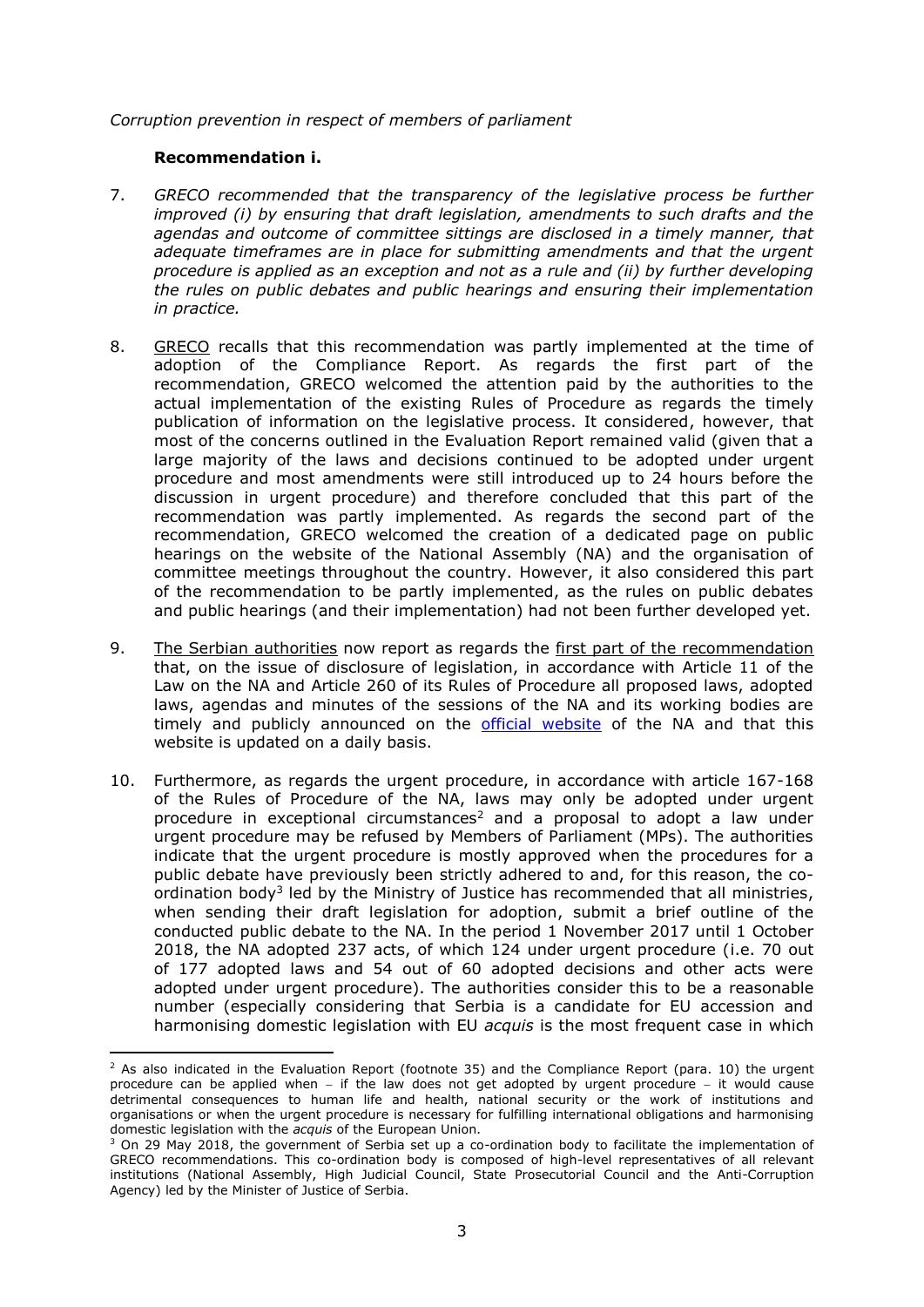*Corruption prevention in respect of members of parliament*

**Recommendation i.**

7. *GRECO recommended that the transparency of the legislative process be further improved (i) by ensuring that draft legislation, amendments to such drafts and the agendas and outcome of committee sittings are disclosed in a timely manner, that adequate timeframes are in place for submitting amendments and that the urgent procedure is applied as an exception and not as a rule and (ii) by further developing the rules on public debates and public hearings and ensuring their implementation in practice.*

8. GRECO recalls that this recommendation was partly implemented at the time of adoption of the Compliance Report. As regards the first part of the recommendation, GRECO welcomed the attention paid by the authorities to the actual implementation of the existing Rules of Procedure as regards the timely publication of information on the legislative process. It considered, however, that most of the concerns outlined in the Evaluation Report remained valid (given that a large majority of the laws and decisions continued to be adopted under urgent procedure and most amendments were still introduced up to 24 hours before the discussion in urgent procedure) and therefore concluded that this part of the recommendation was partly implemented. As regards the second part of the recommendation, GRECO welcomed the creation of a dedicated page on public hearings on the website of the National Assembly (NA) and the organisation of committee meetings throughout the country. However, it also considered this part of the recommendation to be partly implemented, as the rules on public debates and public hearings (and their implementation) had not been further developed yet.

9. The Serbian authorities now report as regards the first part of the recommendation that, on the issue of disclosure of legislation, in accordance with Article 11 of the Law on the NA and Article 260 of its Rules of Procedure all proposed laws, adopted laws, agendas and minutes of the sessions of the NA and its working bodies are timely and publicly announced on the official website of the NA and that this website is updated on a daily basis.

10. Furthermore, as regards the urgent procedure, in accordance with article 167-168 of the Rules of Procedure of the NA, laws may only be adopted under urgent procedure in exceptional circumstances[2] and a proposal to adopt a law under urgent procedure may be refused by Members of Parliament (MPs). The authorities indicate that the urgent procedure is mostly approved when the procedures for a public debate have previously been strictly adhered to and, for this reason, the co-ordination body[3] led by the Ministry of Justice has recommended that all ministries, when sending their draft legislation for adoption, submit a brief outline of the conducted public debate to the NA. In the period 1 November 2017 until 1 October 2018, the NA adopted 237 acts, of which 124 under urgent procedure (i.e. 70 out of 177 adopted laws and 54 out of 60 adopted decisions and other acts were adopted under urgent procedure). The authorities consider this to be a reasonable number (especially considering that Serbia is a candidate for EU accession and harmonising domestic legislation with EU *acquis* is the most frequent case in which

---

[2] As also indicated in the Evaluation Report (footnote 35) and the Compliance Report (para. 10) the urgent procedure can be applied when – if the law does not get adopted by urgent procedure – it would cause detrimental consequences to human life and health, national security or the work of institutions and organisations or when the urgent procedure is necessary for fulfilling international obligations and harmonising domestic legislation with the *acquis* of the European Union.

[3] On 29 May 2018, the government of Serbia set up a co-ordination body to facilitate the implementation of GRECO recommendations. This co-ordination body is composed of high-level representatives of all relevant institutions (National Assembly, High Judicial Council, State Prosecutorial Council and the Anti-Corruption Agency) led by the Minister of Justice of Serbia.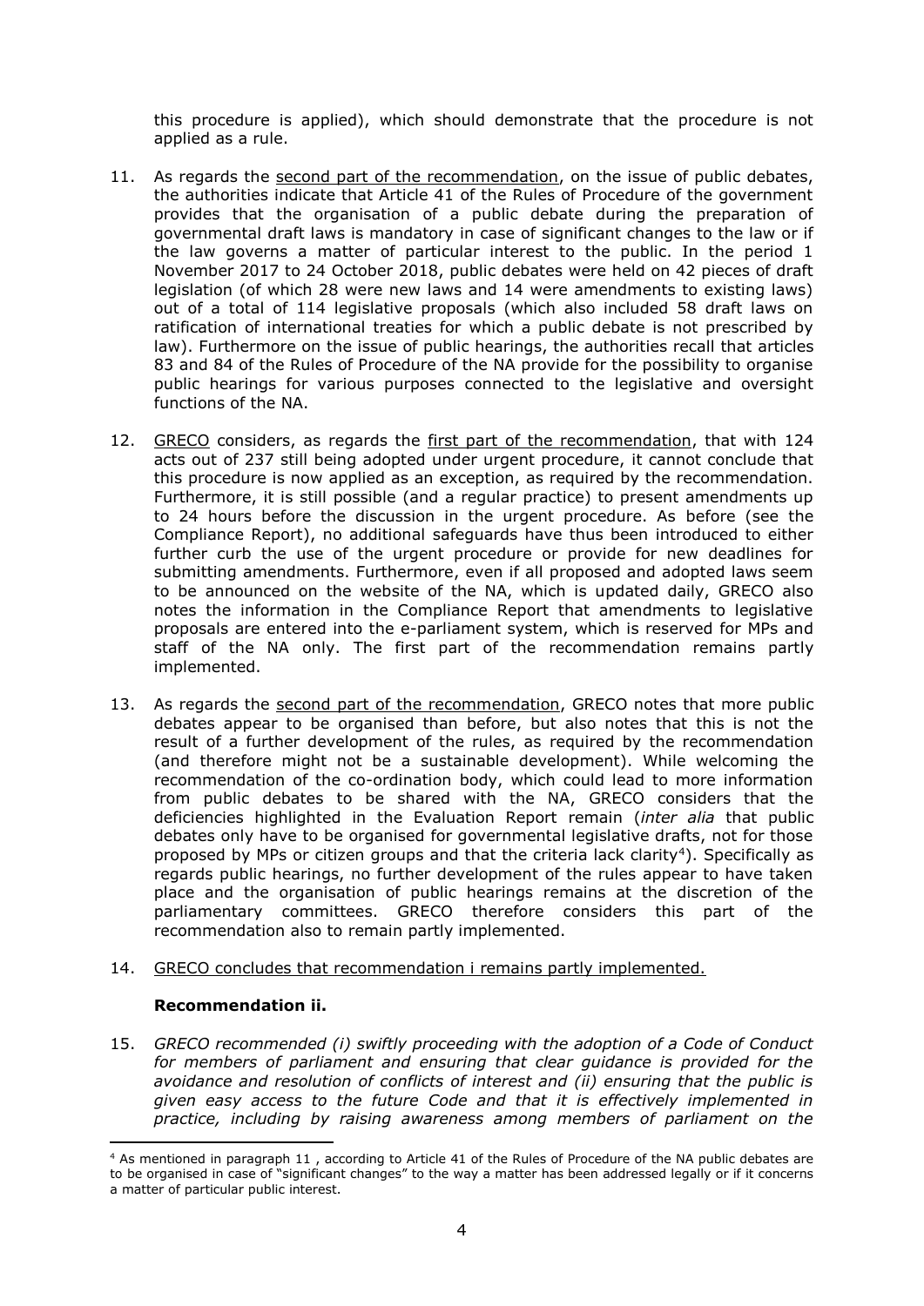this procedure is applied), which should demonstrate that the procedure is not applied as a rule.

11. As regards the second part of the recommendation, on the issue of public debates, the authorities indicate that Article 41 of the Rules of Procedure of the government provides that the organisation of a public debate during the preparation of governmental draft laws is mandatory in case of significant changes to the law or if the law governs a matter of particular interest to the public. In the period 1 November 2017 to 24 October 2018, public debates were held on 42 pieces of draft legislation (of which 28 were new laws and 14 were amendments to existing laws) out of a total of 114 legislative proposals (which also included 58 draft laws on ratification of international treaties for which a public debate is not prescribed by law). Furthermore on the issue of public hearings, the authorities recall that articles 83 and 84 of the Rules of Procedure of the NA provide for the possibility to organise public hearings for various purposes connected to the legislative and oversight functions of the NA.

12. GRECO considers, as regards the first part of the recommendation, that with 124 acts out of 237 still being adopted under urgent procedure, it cannot conclude that this procedure is now applied as an exception, as required by the recommendation. Furthermore, it is still possible (and a regular practice) to present amendments up to 24 hours before the discussion in the urgent procedure. As before (see the Compliance Report), no additional safeguards have thus been introduced to either further curb the use of the urgent procedure or provide for new deadlines for submitting amendments. Furthermore, even if all proposed and adopted laws seem to be announced on the website of the NA, which is updated daily, GRECO also notes the information in the Compliance Report that amendments to legislative proposals are entered into the e-parliament system, which is reserved for MPs and staff of the NA only. The first part of the recommendation remains partly implemented.

13. As regards the second part of the recommendation, GRECO notes that more public debates appear to be organised than before, but also notes that this is not the result of a further development of the rules, as required by the recommendation (and therefore might not be a sustainable development). While welcoming the recommendation of the co-ordination body, which could lead to more information from public debates to be shared with the NA, GRECO considers that the deficiencies highlighted in the Evaluation Report remain (*inter alia* that public debates only have to be organised for governmental legislative drafts, not for those proposed by MPs or citizen groups and that the criteria lack clarity[4]). Specifically as regards public hearings, no further development of the rules appear to have taken place and the organisation of public hearings remains at the discretion of the parliamentary committees. GRECO therefore considers this part of the recommendation also to remain partly implemented.

14. GRECO concludes that recommendation i remains partly implemented.

### Recommendation ii.

15. *GRECO recommended (i) swiftly proceeding with the adoption of a Code of Conduct for members of parliament and ensuring that clear guidance is provided for the avoidance and resolution of conflicts of interest and (ii) ensuring that the public is given easy access to the future Code and that it is effectively implemented in practice, including by raising awareness among members of parliament on the*

---

[4] As mentioned in paragraph 11 , according to Article 41 of the Rules of Procedure of the NA public debates are to be organised in case of "significant changes" to the way a matter has been addressed legally or if it concerns a matter of particular public interest.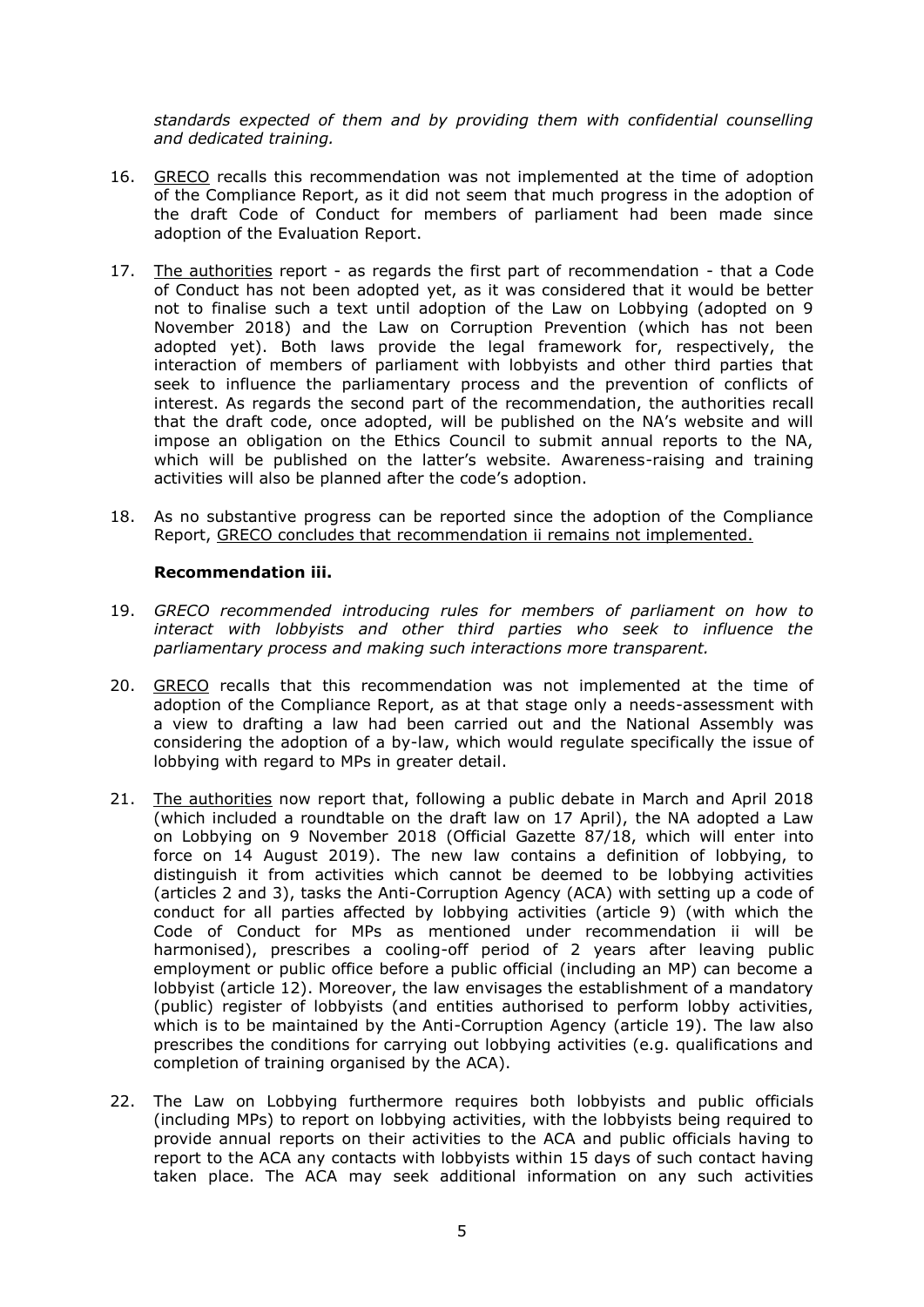*standards expected of them and by providing them with confidential counselling and dedicated training.*

16. GRECO recalls this recommendation was not implemented at the time of adoption of the Compliance Report, as it did not seem that much progress in the adoption of the draft Code of Conduct for members of parliament had been made since adoption of the Evaluation Report.

17. The authorities report - as regards the first part of recommendation - that a Code of Conduct has not been adopted yet, as it was considered that it would be better not to finalise such a text until adoption of the Law on Lobbying (adopted on 9 November 2018) and the Law on Corruption Prevention (which has not been adopted yet). Both laws provide the legal framework for, respectively, the interaction of members of parliament with lobbyists and other third parties that seek to influence the parliamentary process and the prevention of conflicts of interest. As regards the second part of the recommendation, the authorities recall that the draft code, once adopted, will be published on the NA's website and will impose an obligation on the Ethics Council to submit annual reports to the NA, which will be published on the latter's website. Awareness-raising and training activities will also be planned after the code's adoption.

18. As no substantive progress can be reported since the adoption of the Compliance Report, GRECO concludes that recommendation ii remains not implemented.

### Recommendation iii.

19. *GRECO recommended introducing rules for members of parliament on how to interact with lobbyists and other third parties who seek to influence the parliamentary process and making such interactions more transparent.*

20. GRECO recalls that this recommendation was not implemented at the time of adoption of the Compliance Report, as at that stage only a needs-assessment with a view to drafting a law had been carried out and the National Assembly was considering the adoption of a by-law, which would regulate specifically the issue of lobbying with regard to MPs in greater detail.

21. The authorities now report that, following a public debate in March and April 2018 (which included a roundtable on the draft law on 17 April), the NA adopted a Law on Lobbying on 9 November 2018 (Official Gazette 87/18, which will enter into force on 14 August 2019). The new law contains a definition of lobbying, to distinguish it from activities which cannot be deemed to be lobbying activities (articles 2 and 3), tasks the Anti-Corruption Agency (ACA) with setting up a code of conduct for all parties affected by lobbying activities (article 9) (with which the Code of Conduct for MPs as mentioned under recommendation ii will be harmonised), prescribes a cooling-off period of 2 years after leaving public employment or public office before a public official (including an MP) can become a lobbyist (article 12). Moreover, the law envisages the establishment of a mandatory (public) register of lobbyists (and entities authorised to perform lobby activities, which is to be maintained by the Anti-Corruption Agency (article 19). The law also prescribes the conditions for carrying out lobbying activities (e.g. qualifications and completion of training organised by the ACA).

22. The Law on Lobbying furthermore requires both lobbyists and public officials (including MPs) to report on lobbying activities, with the lobbyists being required to provide annual reports on their activities to the ACA and public officials having to report to the ACA any contacts with lobbyists within 15 days of such contact having taken place. The ACA may seek additional information on any such activities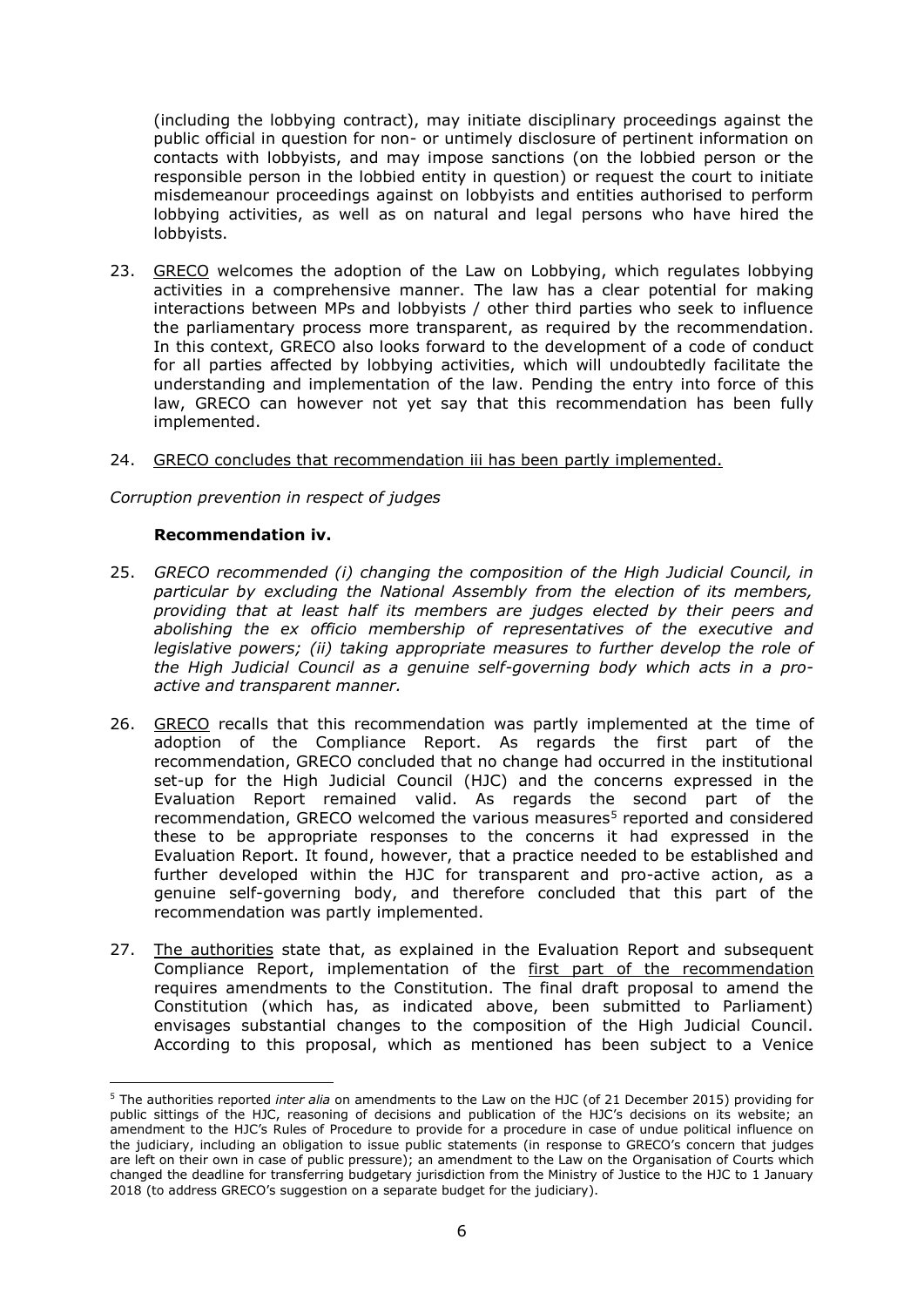(including the lobbying contract), may initiate disciplinary proceedings against the public official in question for non- or untimely disclosure of pertinent information on contacts with lobbyists, and may impose sanctions (on the lobbied person or the responsible person in the lobbied entity in question) or request the court to initiate misdemeanour proceedings against on lobbyists and entities authorised to perform lobbying activities, as well as on natural and legal persons who have hired the lobbyists.

23. GRECO welcomes the adoption of the Law on Lobbying, which regulates lobbying activities in a comprehensive manner. The law has a clear potential for making interactions between MPs and lobbyists / other third parties who seek to influence the parliamentary process more transparent, as required by the recommendation. In this context, GRECO also looks forward to the development of a code of conduct for all parties affected by lobbying activities, which will undoubtedly facilitate the understanding and implementation of the law. Pending the entry into force of this law, GRECO can however not yet say that this recommendation has been fully implemented.

24. GRECO concludes that recommendation iii has been partly implemented.

*Corruption prevention in respect of judges*

**Recommendation iv.**

25. *GRECO recommended (i) changing the composition of the High Judicial Council, in particular by excluding the National Assembly from the election of its members, providing that at least half its members are judges elected by their peers and abolishing the ex officio membership of representatives of the executive and legislative powers; (ii) taking appropriate measures to further develop the role of the High Judicial Council as a genuine self-governing body which acts in a pro-active and transparent manner.*

26. GRECO recalls that this recommendation was partly implemented at the time of adoption of the Compliance Report. As regards the first part of the recommendation, GRECO concluded that no change had occurred in the institutional set-up for the High Judicial Council (HJC) and the concerns expressed in the Evaluation Report remained valid. As regards the second part of the recommendation, GRECO welcomed the various measures[5] reported and considered these to be appropriate responses to the concerns it had expressed in the Evaluation Report. It found, however, that a practice needed to be established and further developed within the HJC for transparent and pro-active action, as a genuine self-governing body, and therefore concluded that this part of the recommendation was partly implemented.

27. The authorities state that, as explained in the Evaluation Report and subsequent Compliance Report, implementation of the first part of the recommendation requires amendments to the Constitution. The final draft proposal to amend the Constitution (which has, as indicated above, been submitted to Parliament) envisages substantial changes to the composition of the High Judicial Council. According to this proposal, which as mentioned has been subject to a Venice

[5] The authorities reported *inter alia* on amendments to the Law on the HJC (of 21 December 2015) providing for public sittings of the HJC, reasoning of decisions and publication of the HJC's decisions on its website; an amendment to the HJC's Rules of Procedure to provide for a procedure in case of undue political influence on the judiciary, including an obligation to issue public statements (in response to GRECO's concern that judges are left on their own in case of public pressure); an amendment to the Law on the Organisation of Courts which changed the deadline for transferring budgetary jurisdiction from the Ministry of Justice to the HJC to 1 January 2018 (to address GRECO's suggestion on a separate budget for the judiciary).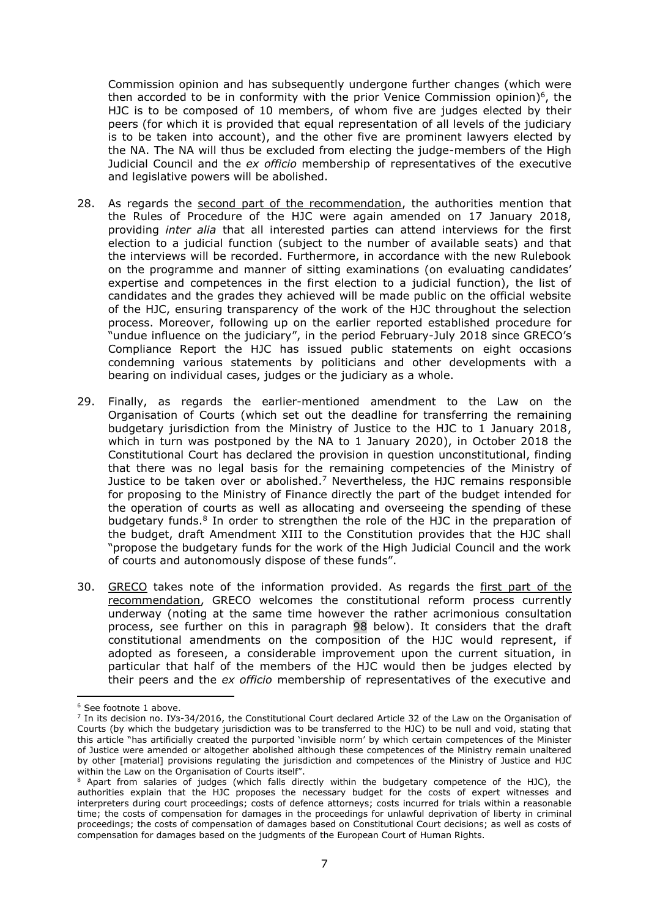Commission opinion and has subsequently undergone further changes (which were then accorded to be in conformity with the prior Venice Commission opinion)[6], the HJC is to be composed of 10 members, of whom five are judges elected by their peers (for which it is provided that equal representation of all levels of the judiciary is to be taken into account), and the other five are prominent lawyers elected by the NA. The NA will thus be excluded from electing the judge-members of the High Judicial Council and the *ex officio* membership of representatives of the executive and legislative powers will be abolished.

28. As regards the second part of the recommendation, the authorities mention that the Rules of Procedure of the HJC were again amended on 17 January 2018, providing *inter alia* that all interested parties can attend interviews for the first election to a judicial function (subject to the number of available seats) and that the interviews will be recorded. Furthermore, in accordance with the new Rulebook on the programme and manner of sitting examinations (on evaluating candidates' expertise and competences in the first election to a judicial function), the list of candidates and the grades they achieved will be made public on the official website of the HJC, ensuring transparency of the work of the HJC throughout the selection process. Moreover, following up on the earlier reported established procedure for "undue influence on the judiciary", in the period February-July 2018 since GRECO's Compliance Report the HJC has issued public statements on eight occasions condemning various statements by politicians and other developments with a bearing on individual cases, judges or the judiciary as a whole.

29. Finally, as regards the earlier-mentioned amendment to the Law on the Organisation of Courts (which set out the deadline for transferring the remaining budgetary jurisdiction from the Ministry of Justice to the HJC to 1 January 2018, which in turn was postponed by the NA to 1 January 2020), in October 2018 the Constitutional Court has declared the provision in question unconstitutional, finding that there was no legal basis for the remaining competencies of the Ministry of Justice to be taken over or abolished.[7] Nevertheless, the HJC remains responsible for proposing to the Ministry of Finance directly the part of the budget intended for the operation of courts as well as allocating and overseeing the spending of these budgetary funds.[8] In order to strengthen the role of the HJC in the preparation of the budget, draft Amendment XIII to the Constitution provides that the HJC shall "propose the budgetary funds for the work of the High Judicial Council and the work of courts and autonomously dispose of these funds".

30. GRECO takes note of the information provided. As regards the first part of the recommendation, GRECO welcomes the constitutional reform process currently underway (noting at the same time however the rather acrimonious consultation process, see further on this in paragraph 98 below). It considers that the draft constitutional amendments on the composition of the HJC would represent, if adopted as foreseen, a considerable improvement upon the current situation, in particular that half of the members of the HJC would then be judges elected by their peers and the *ex officio* membership of representatives of the executive and

[6] See footnote 1 above.

[7] In its decision no. IУз-34/2016, the Constitutional Court declared Article 32 of the Law on the Organisation of Courts (by which the budgetary jurisdiction was to be transferred to the HJC) to be null and void, stating that this article "has artificially created the purported 'invisible norm' by which certain competences of the Minister of Justice were amended or altogether abolished although these competences of the Ministry remain unaltered by other [material] provisions regulating the jurisdiction and competences of the Ministry of Justice and HJC within the Law on the Organisation of Courts itself".

[8] Apart from salaries of judges (which falls directly within the budgetary competence of the HJC), the authorities explain that the HJC proposes the necessary budget for the costs of expert witnesses and interpreters during court proceedings; costs of defence attorneys; costs incurred for trials within a reasonable time; the costs of compensation for damages in the proceedings for unlawful deprivation of liberty in criminal proceedings; the costs of compensation of damages based on Constitutional Court decisions; as well as costs of compensation for damages based on the judgments of the European Court of Human Rights.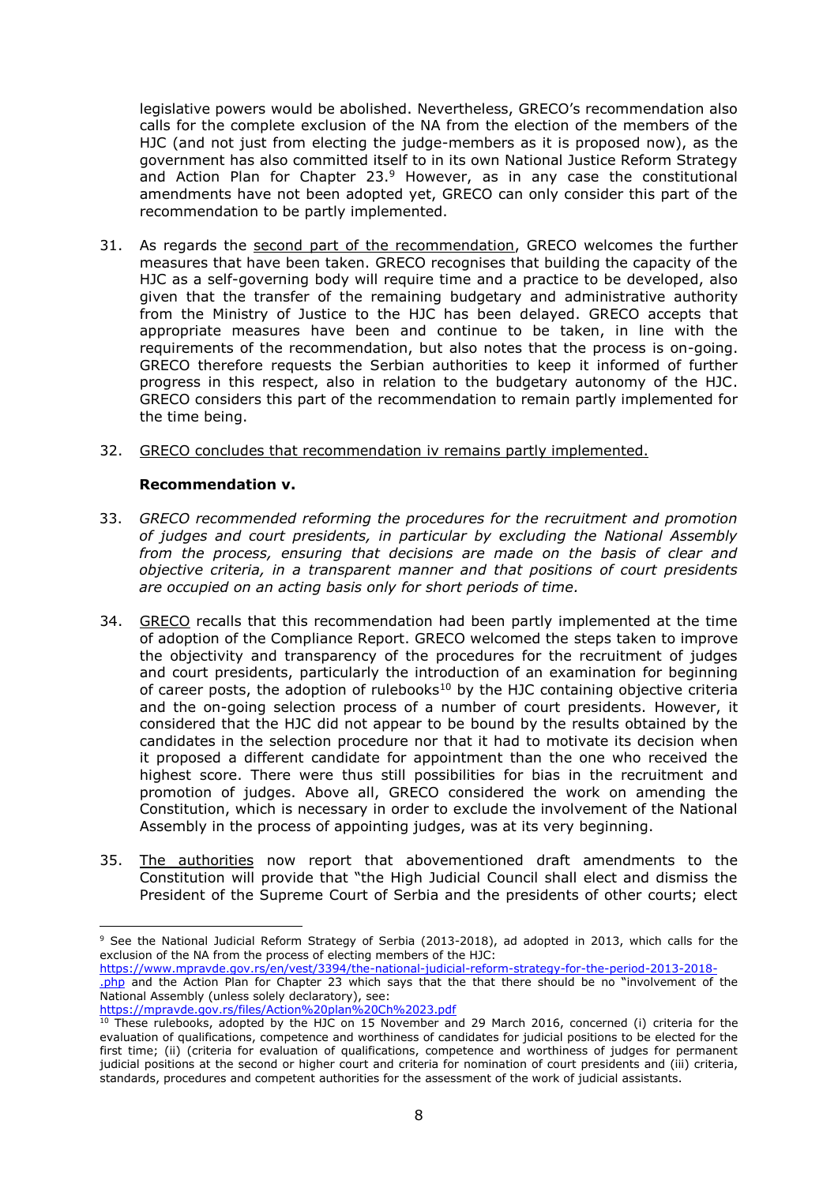legislative powers would be abolished. Nevertheless, GRECO's recommendation also calls for the complete exclusion of the NA from the election of the members of the HJC (and not just from electing the judge-members as it is proposed now), as the government has also committed itself to in its own National Justice Reform Strategy and Action Plan for Chapter 23.[9] However, as in any case the constitutional amendments have not been adopted yet, GRECO can only consider this part of the recommendation to be partly implemented.

31. As regards the <u>second part of the recommendation</u>, GRECO welcomes the further measures that have been taken. GRECO recognises that building the capacity of the HJC as a self-governing body will require time and a practice to be developed, also given that the transfer of the remaining budgetary and administrative authority from the Ministry of Justice to the HJC has been delayed. GRECO accepts that appropriate measures have been and continue to be taken, in line with the requirements of the recommendation, but also notes that the process is on-going. GRECO therefore requests the Serbian authorities to keep it informed of further progress in this respect, also in relation to the budgetary autonomy of the HJC. GRECO considers this part of the recommendation to remain partly implemented for the time being.

32. <u>GRECO concludes that recommendation iv remains partly implemented.</u>

**Recommendation v.**

33. *GRECO recommended reforming the procedures for the recruitment and promotion of judges and court presidents, in particular by excluding the National Assembly from the process, ensuring that decisions are made on the basis of clear and objective criteria, in a transparent manner and that positions of court presidents are occupied on an acting basis only for short periods of time.*

34. <u>GRECO</u> recalls that this recommendation had been partly implemented at the time of adoption of the Compliance Report. GRECO welcomed the steps taken to improve the objectivity and transparency of the procedures for the recruitment of judges and court presidents, particularly the introduction of an examination for beginning of career posts, the adoption of rulebooks[10] by the HJC containing objective criteria and the on-going selection process of a number of court presidents. However, it considered that the HJC did not appear to be bound by the results obtained by the candidates in the selection procedure nor that it had to motivate its decision when it proposed a different candidate for appointment than the one who received the highest score. There were thus still possibilities for bias in the recruitment and promotion of judges. Above all, GRECO considered the work on amending the Constitution, which is necessary in order to exclude the involvement of the National Assembly in the process of appointing judges, was at its very beginning.

35. <u>The authorities</u> now report that abovementioned draft amendments to the Constitution will provide that "the High Judicial Council shall elect and dismiss the President of the Supreme Court of Serbia and the presidents of other courts; elect

---

[9] See the National Judicial Reform Strategy of Serbia (2013-2018), ad adopted in 2013, which calls for the exclusion of the NA from the process of electing members of the HJC: https://www.mpravde.gov.rs/en/vest/3394/the-national-judicial-reform-strategy-for-the-period-2013-2018-.php and the Action Plan for Chapter 23 which says that the that there should be no "involvement of the National Assembly (unless solely declaratory), see: https://mpravde.gov.rs/files/Action%20plan%20Ch%2023.pdf

[10] These rulebooks, adopted by the HJC on 15 November and 29 March 2016, concerned (i) criteria for the evaluation of qualifications, competence and worthiness of candidates for judicial positions to be elected for the first time; (ii) (criteria for evaluation of qualifications, competence and worthiness of judges for permanent judicial positions at the second or higher court and criteria for nomination of court presidents and (iii) criteria, standards, procedures and competent authorities for the assessment of the work of judicial assistants.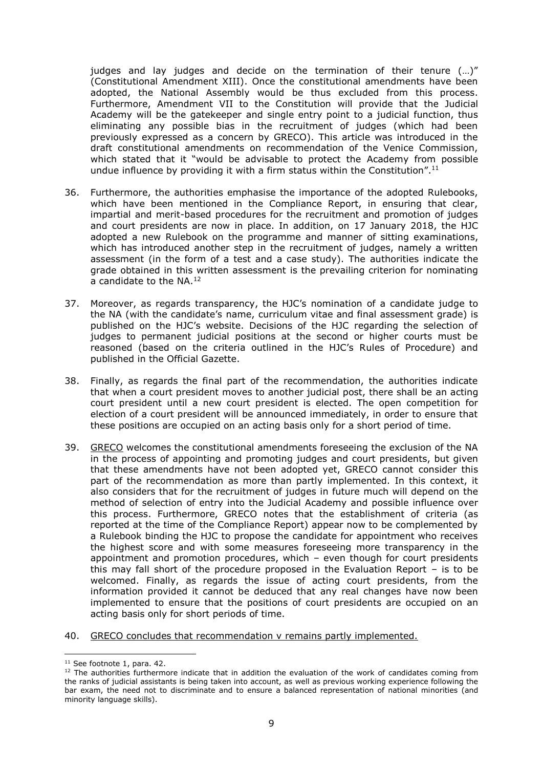judges and lay judges and decide on the termination of their tenure (…)" (Constitutional Amendment XIII). Once the constitutional amendments have been adopted, the National Assembly would be thus excluded from this process. Furthermore, Amendment VII to the Constitution will provide that the Judicial Academy will be the gatekeeper and single entry point to a judicial function, thus eliminating any possible bias in the recruitment of judges (which had been previously expressed as a concern by GRECO). This article was introduced in the draft constitutional amendments on recommendation of the Venice Commission, which stated that it "would be advisable to protect the Academy from possible undue influence by providing it with a firm status within the Constitution".[11]

36. Furthermore, the authorities emphasise the importance of the adopted Rulebooks, which have been mentioned in the Compliance Report, in ensuring that clear, impartial and merit-based procedures for the recruitment and promotion of judges and court presidents are now in place. In addition, on 17 January 2018, the HJC adopted a new Rulebook on the programme and manner of sitting examinations, which has introduced another step in the recruitment of judges, namely a written assessment (in the form of a test and a case study). The authorities indicate the grade obtained in this written assessment is the prevailing criterion for nominating a candidate to the NA.[12]

37. Moreover, as regards transparency, the HJC's nomination of a candidate judge to the NA (with the candidate's name, curriculum vitae and final assessment grade) is published on the HJC's website. Decisions of the HJC regarding the selection of judges to permanent judicial positions at the second or higher courts must be reasoned (based on the criteria outlined in the HJC's Rules of Procedure) and published in the Official Gazette.

38. Finally, as regards the final part of the recommendation, the authorities indicate that when a court president moves to another judicial post, there shall be an acting court president until a new court president is elected. The open competition for election of a court president will be announced immediately, in order to ensure that these positions are occupied on an acting basis only for a short period of time.

39. GRECO welcomes the constitutional amendments foreseeing the exclusion of the NA in the process of appointing and promoting judges and court presidents, but given that these amendments have not been adopted yet, GRECO cannot consider this part of the recommendation as more than partly implemented. In this context, it also considers that for the recruitment of judges in future much will depend on the method of selection of entry into the Judicial Academy and possible influence over this process. Furthermore, GRECO notes that the establishment of criteria (as reported at the time of the Compliance Report) appear now to be complemented by a Rulebook binding the HJC to propose the candidate for appointment who receives the highest score and with some measures foreseeing more transparency in the appointment and promotion procedures, which – even though for court presidents this may fall short of the procedure proposed in the Evaluation Report – is to be welcomed. Finally, as regards the issue of acting court presidents, from the information provided it cannot be deduced that any real changes have now been implemented to ensure that the positions of court presidents are occupied on an acting basis only for short periods of time.

40. GRECO concludes that recommendation v remains partly implemented.

---

[11] See footnote 1, para. 42.

[12] The authorities furthermore indicate that in addition the evaluation of the work of candidates coming from the ranks of judicial assistants is being taken into account, as well as previous working experience following the bar exam, the need not to discriminate and to ensure a balanced representation of national minorities (and minority language skills).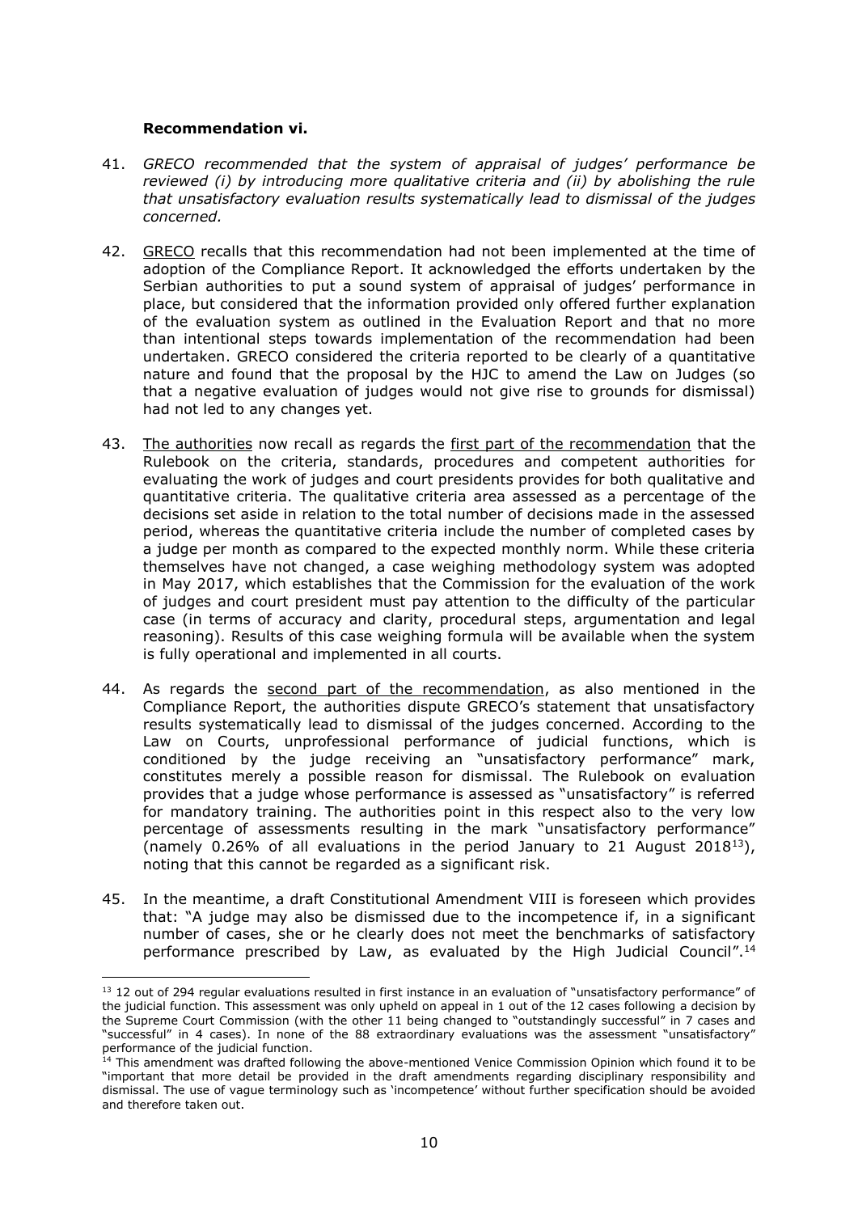**Recommendation vi.**

41. *GRECO recommended that the system of appraisal of judges' performance be reviewed (i) by introducing more qualitative criteria and (ii) by abolishing the rule that unsatisfactory evaluation results systematically lead to dismissal of the judges concerned.*

42. GRECO recalls that this recommendation had not been implemented at the time of adoption of the Compliance Report. It acknowledged the efforts undertaken by the Serbian authorities to put a sound system of appraisal of judges' performance in place, but considered that the information provided only offered further explanation of the evaluation system as outlined in the Evaluation Report and that no more than intentional steps towards implementation of the recommendation had been undertaken. GRECO considered the criteria reported to be clearly of a quantitative nature and found that the proposal by the HJC to amend the Law on Judges (so that a negative evaluation of judges would not give rise to grounds for dismissal) had not led to any changes yet.

43. The authorities now recall as regards the first part of the recommendation that the Rulebook on the criteria, standards, procedures and competent authorities for evaluating the work of judges and court presidents provides for both qualitative and quantitative criteria. The qualitative criteria area assessed as a percentage of the decisions set aside in relation to the total number of decisions made in the assessed period, whereas the quantitative criteria include the number of completed cases by a judge per month as compared to the expected monthly norm. While these criteria themselves have not changed, a case weighing methodology system was adopted in May 2017, which establishes that the Commission for the evaluation of the work of judges and court president must pay attention to the difficulty of the particular case (in terms of accuracy and clarity, procedural steps, argumentation and legal reasoning). Results of this case weighing formula will be available when the system is fully operational and implemented in all courts.

44. As regards the second part of the recommendation, as also mentioned in the Compliance Report, the authorities dispute GRECO's statement that unsatisfactory results systematically lead to dismissal of the judges concerned. According to the Law on Courts, unprofessional performance of judicial functions, which is conditioned by the judge receiving an "unsatisfactory performance" mark, constitutes merely a possible reason for dismissal. The Rulebook on evaluation provides that a judge whose performance is assessed as "unsatisfactory" is referred for mandatory training. The authorities point in this respect also to the very low percentage of assessments resulting in the mark "unsatisfactory performance" (namely 0.26% of all evaluations in the period January to 21 August 2018[13]), noting that this cannot be regarded as a significant risk.

45. In the meantime, a draft Constitutional Amendment VIII is foreseen which provides that: "A judge may also be dismissed due to the incompetence if, in a significant number of cases, she or he clearly does not meet the benchmarks of satisfactory performance prescribed by Law, as evaluated by the High Judicial Council".[14]

---

[13] 12 out of 294 regular evaluations resulted in first instance in an evaluation of "unsatisfactory performance" of the judicial function. This assessment was only upheld on appeal in 1 out of the 12 cases following a decision by the Supreme Court Commission (with the other 11 being changed to "outstandingly successful" in 7 cases and "successful" in 4 cases). In none of the 88 extraordinary evaluations was the assessment "unsatisfactory" performance of the judicial function.

[14] This amendment was drafted following the above-mentioned Venice Commission Opinion which found it to be "important that more detail be provided in the draft amendments regarding disciplinary responsibility and dismissal. The use of vague terminology such as 'incompetence' without further specification should be avoided and therefore taken out.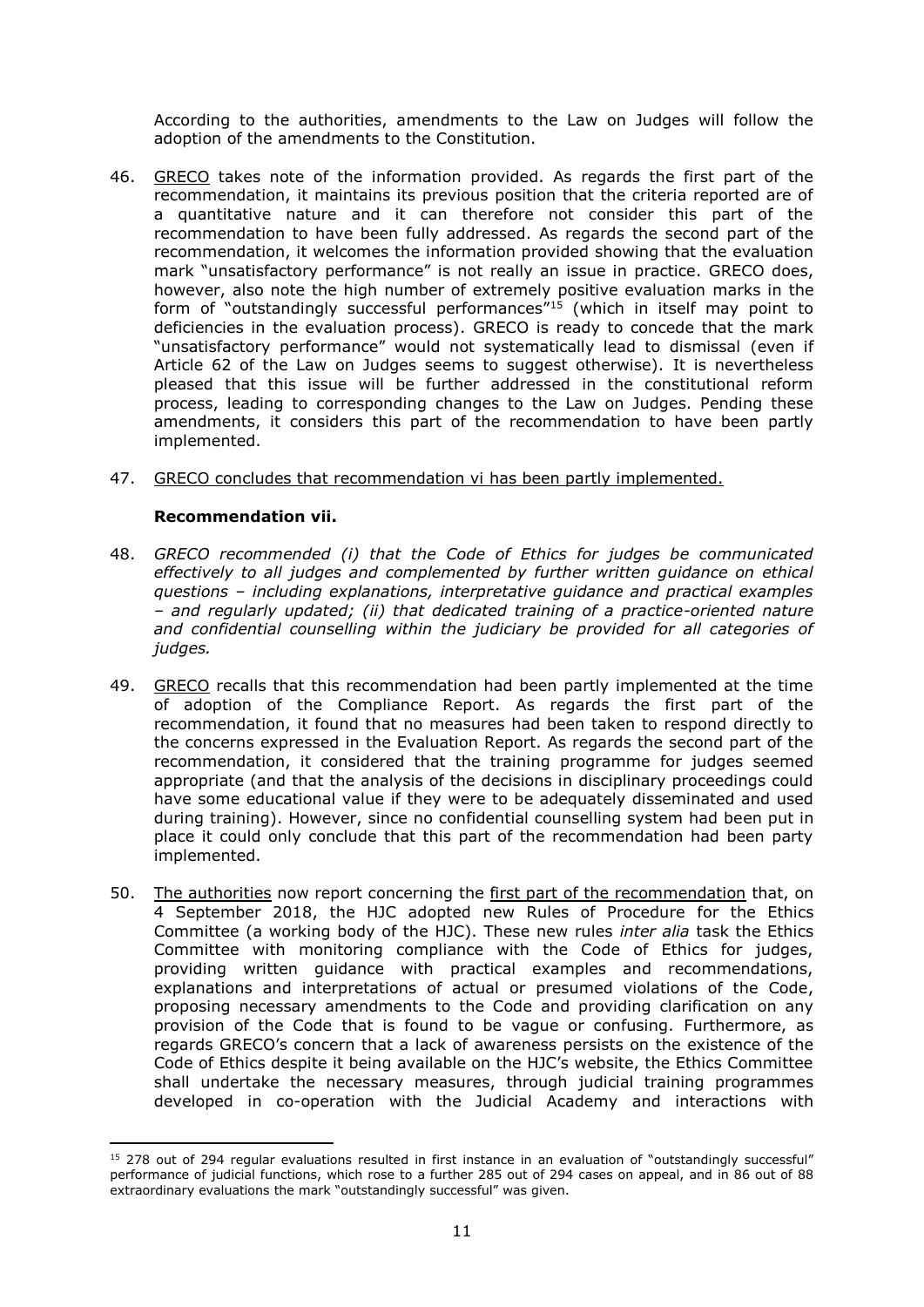According to the authorities, amendments to the Law on Judges will follow the adoption of the amendments to the Constitution.

46. GRECO takes note of the information provided. As regards the first part of the recommendation, it maintains its previous position that the criteria reported are of a quantitative nature and it can therefore not consider this part of the recommendation to have been fully addressed. As regards the second part of the recommendation, it welcomes the information provided showing that the evaluation mark "unsatisfactory performance" is not really an issue in practice. GRECO does, however, also note the high number of extremely positive evaluation marks in the form of "outstandingly successful performances"[15] (which in itself may point to deficiencies in the evaluation process). GRECO is ready to concede that the mark "unsatisfactory performance" would not systematically lead to dismissal (even if Article 62 of the Law on Judges seems to suggest otherwise). It is nevertheless pleased that this issue will be further addressed in the constitutional reform process, leading to corresponding changes to the Law on Judges. Pending these amendments, it considers this part of the recommendation to have been partly implemented.

47. GRECO concludes that recommendation vi has been partly implemented.

**Recommendation vii.**

48. *GRECO recommended (i) that the Code of Ethics for judges be communicated effectively to all judges and complemented by further written guidance on ethical questions – including explanations, interpretative guidance and practical examples – and regularly updated; (ii) that dedicated training of a practice-oriented nature and confidential counselling within the judiciary be provided for all categories of judges.*

49. GRECO recalls that this recommendation had been partly implemented at the time of adoption of the Compliance Report. As regards the first part of the recommendation, it found that no measures had been taken to respond directly to the concerns expressed in the Evaluation Report. As regards the second part of the recommendation, it considered that the training programme for judges seemed appropriate (and that the analysis of the decisions in disciplinary proceedings could have some educational value if they were to be adequately disseminated and used during training). However, since no confidential counselling system had been put in place it could only conclude that this part of the recommendation had been party implemented.

50. The authorities now report concerning the first part of the recommendation that, on 4 September 2018, the HJC adopted new Rules of Procedure for the Ethics Committee (a working body of the HJC). These new rules *inter alia* task the Ethics Committee with monitoring compliance with the Code of Ethics for judges, providing written guidance with practical examples and recommendations, explanations and interpretations of actual or presumed violations of the Code, proposing necessary amendments to the Code and providing clarification on any provision of the Code that is found to be vague or confusing. Furthermore, as regards GRECO's concern that a lack of awareness persists on the existence of the Code of Ethics despite it being available on the HJC's website, the Ethics Committee shall undertake the necessary measures, through judicial training programmes developed in co-operation with the Judicial Academy and interactions with

[15] 278 out of 294 regular evaluations resulted in first instance in an evaluation of "outstandingly successful" performance of judicial functions, which rose to a further 285 out of 294 cases on appeal, and in 86 out of 88 extraordinary evaluations the mark "outstandingly successful" was given.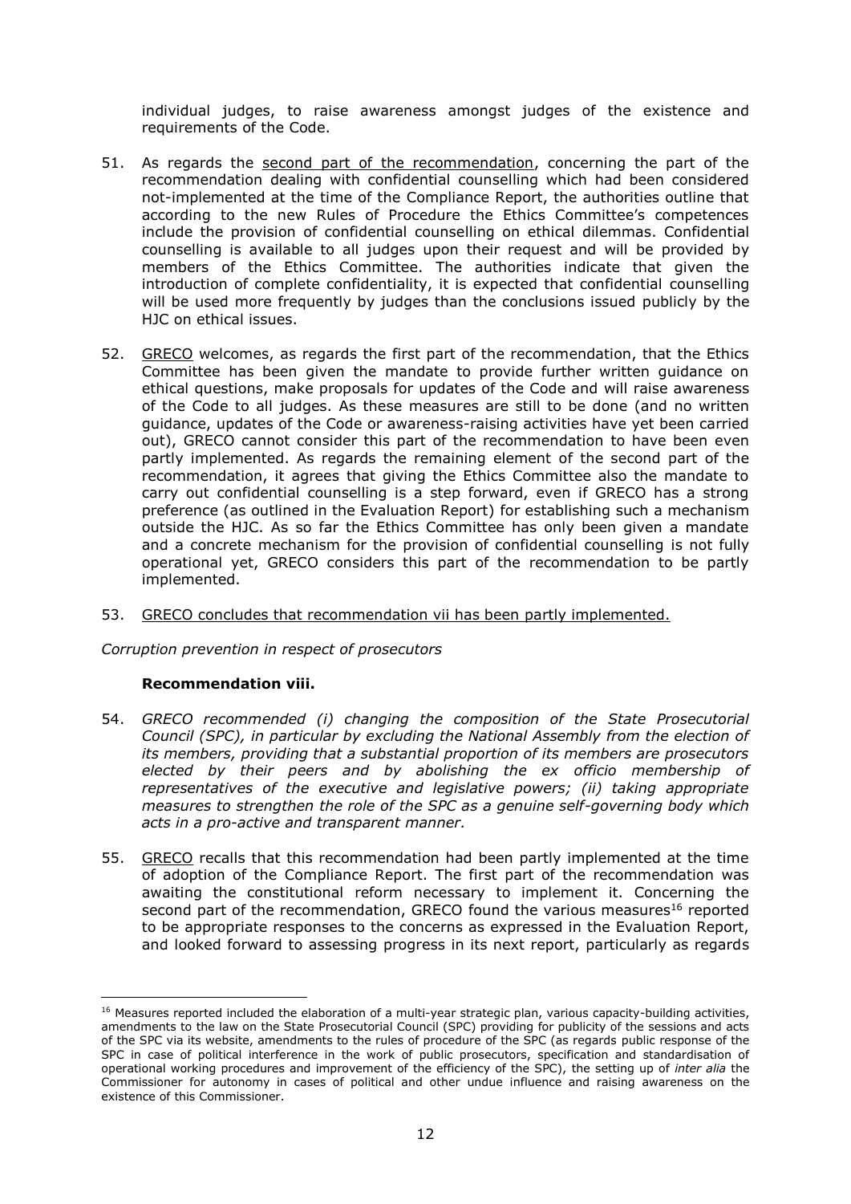individual judges, to raise awareness amongst judges of the existence and requirements of the Code.

51. As regards the second part of the recommendation, concerning the part of the recommendation dealing with confidential counselling which had been considered not-implemented at the time of the Compliance Report, the authorities outline that according to the new Rules of Procedure the Ethics Committee's competences include the provision of confidential counselling on ethical dilemmas. Confidential counselling is available to all judges upon their request and will be provided by members of the Ethics Committee. The authorities indicate that given the introduction of complete confidentiality, it is expected that confidential counselling will be used more frequently by judges than the conclusions issued publicly by the HJC on ethical issues.

52. GRECO welcomes, as regards the first part of the recommendation, that the Ethics Committee has been given the mandate to provide further written guidance on ethical questions, make proposals for updates of the Code and will raise awareness of the Code to all judges. As these measures are still to be done (and no written guidance, updates of the Code or awareness-raising activities have yet been carried out), GRECO cannot consider this part of the recommendation to have been even partly implemented. As regards the remaining element of the second part of the recommendation, it agrees that giving the Ethics Committee also the mandate to carry out confidential counselling is a step forward, even if GRECO has a strong preference (as outlined in the Evaluation Report) for establishing such a mechanism outside the HJC. As so far the Ethics Committee has only been given a mandate and a concrete mechanism for the provision of confidential counselling is not fully operational yet, GRECO considers this part of the recommendation to be partly implemented.

53. GRECO concludes that recommendation vii has been partly implemented.

*Corruption prevention in respect of prosecutors*

**Recommendation viii.**

54. *GRECO recommended (i) changing the composition of the State Prosecutorial Council (SPC), in particular by excluding the National Assembly from the election of its members, providing that a substantial proportion of its members are prosecutors elected by their peers and by abolishing the ex officio membership of representatives of the executive and legislative powers; (ii) taking appropriate measures to strengthen the role of the SPC as a genuine self-governing body which acts in a pro-active and transparent manner.*

55. GRECO recalls that this recommendation had been partly implemented at the time of adoption of the Compliance Report. The first part of the recommendation was awaiting the constitutional reform necessary to implement it. Concerning the second part of the recommendation, GRECO found the various measures[16] reported to be appropriate responses to the concerns as expressed in the Evaluation Report, and looked forward to assessing progress in its next report, particularly as regards

[16] Measures reported included the elaboration of a multi-year strategic plan, various capacity-building activities, amendments to the law on the State Prosecutorial Council (SPC) providing for publicity of the sessions and acts of the SPC via its website, amendments to the rules of procedure of the SPC (as regards public response of the SPC in case of political interference in the work of public prosecutors, specification and standardisation of operational working procedures and improvement of the efficiency of the SPC), the setting up of *inter alia* the Commissioner for autonomy in cases of political and other undue influence and raising awareness on the existence of this Commissioner.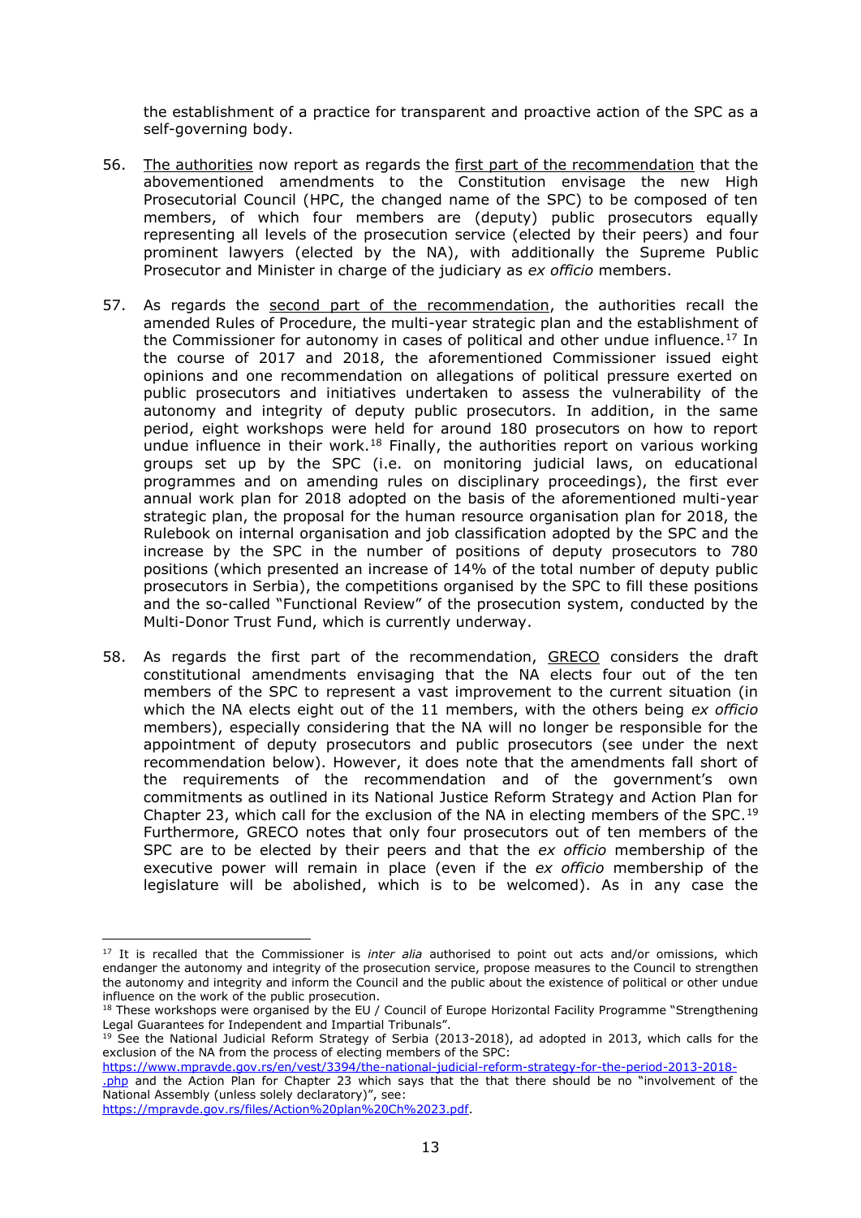the establishment of a practice for transparent and proactive action of the SPC as a self-governing body.

56. The authorities now report as regards the first part of the recommendation that the abovementioned amendments to the Constitution envisage the new High Prosecutorial Council (HPC, the changed name of the SPC) to be composed of ten members, of which four members are (deputy) public prosecutors equally representing all levels of the prosecution service (elected by their peers) and four prominent lawyers (elected by the NA), with additionally the Supreme Public Prosecutor and Minister in charge of the judiciary as *ex officio* members.

57. As regards the second part of the recommendation, the authorities recall the amended Rules of Procedure, the multi-year strategic plan and the establishment of the Commissioner for autonomy in cases of political and other undue influence.[17] In the course of 2017 and 2018, the aforementioned Commissioner issued eight opinions and one recommendation on allegations of political pressure exerted on public prosecutors and initiatives undertaken to assess the vulnerability of the autonomy and integrity of deputy public prosecutors. In addition, in the same period, eight workshops were held for around 180 prosecutors on how to report undue influence in their work.[18] Finally, the authorities report on various working groups set up by the SPC (i.e. on monitoring judicial laws, on educational programmes and on amending rules on disciplinary proceedings), the first ever annual work plan for 2018 adopted on the basis of the aforementioned multi-year strategic plan, the proposal for the human resource organisation plan for 2018, the Rulebook on internal organisation and job classification adopted by the SPC and the increase by the SPC in the number of positions of deputy prosecutors to 780 positions (which presented an increase of 14% of the total number of deputy public prosecutors in Serbia), the competitions organised by the SPC to fill these positions and the so-called "Functional Review" of the prosecution system, conducted by the Multi-Donor Trust Fund, which is currently underway.

58. As regards the first part of the recommendation, GRECO considers the draft constitutional amendments envisaging that the NA elects four out of the ten members of the SPC to represent a vast improvement to the current situation (in which the NA elects eight out of the 11 members, with the others being *ex officio* members), especially considering that the NA will no longer be responsible for the appointment of deputy prosecutors and public prosecutors (see under the next recommendation below). However, it does note that the amendments fall short of the requirements of the recommendation and of the government's own commitments as outlined in its National Justice Reform Strategy and Action Plan for Chapter 23, which call for the exclusion of the NA in electing members of the SPC.[19] Furthermore, GRECO notes that only four prosecutors out of ten members of the SPC are to be elected by their peers and that the *ex officio* membership of the executive power will remain in place (even if the *ex officio* membership of the legislature will be abolished, which is to be welcomed). As in any case the

---

[17] It is recalled that the Commissioner is *inter alia* authorised to point out acts and/or omissions, which endanger the autonomy and integrity of the prosecution service, propose measures to the Council to strengthen the autonomy and integrity and inform the Council and the public about the existence of political or other undue influence on the work of the public prosecution.

[18] These workshops were organised by the EU / Council of Europe Horizontal Facility Programme "Strengthening Legal Guarantees for Independent and Impartial Tribunals".

[19] See the National Judicial Reform Strategy of Serbia (2013-2018), ad adopted in 2013, which calls for the exclusion of the NA from the process of electing members of the SPC: https://www.mpravde.gov.rs/en/vest/3394/the-national-judicial-reform-strategy-for-the-period-2013-2018-.php and the Action Plan for Chapter 23 which says that the that there should be no "involvement of the National Assembly (unless solely declaratory)", see: https://mpravde.gov.rs/files/Action%20plan%20Ch%2023.pdf.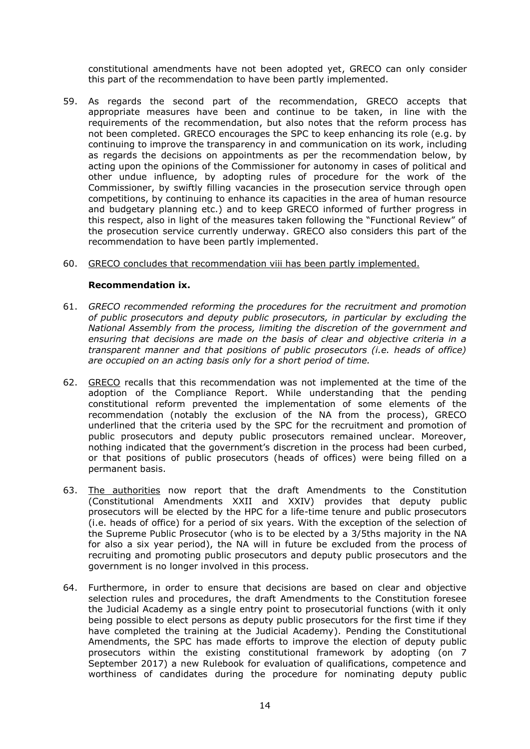constitutional amendments have not been adopted yet, GRECO can only consider this part of the recommendation to have been partly implemented.

59. As regards the second part of the recommendation, GRECO accepts that appropriate measures have been and continue to be taken, in line with the requirements of the recommendation, but also notes that the reform process has not been completed. GRECO encourages the SPC to keep enhancing its role (e.g. by continuing to improve the transparency in and communication on its work, including as regards the decisions on appointments as per the recommendation below, by acting upon the opinions of the Commissioner for autonomy in cases of political and other undue influence, by adopting rules of procedure for the work of the Commissioner, by swiftly filling vacancies in the prosecution service through open competitions, by continuing to enhance its capacities in the area of human resource and budgetary planning etc.) and to keep GRECO informed of further progress in this respect, also in light of the measures taken following the "Functional Review" of the prosecution service currently underway. GRECO also considers this part of the recommendation to have been partly implemented.

60. GRECO concludes that recommendation viii has been partly implemented.

**Recommendation ix.**

61. *GRECO recommended reforming the procedures for the recruitment and promotion of public prosecutors and deputy public prosecutors, in particular by excluding the National Assembly from the process, limiting the discretion of the government and ensuring that decisions are made on the basis of clear and objective criteria in a transparent manner and that positions of public prosecutors (i.e. heads of office) are occupied on an acting basis only for a short period of time.*

62. GRECO recalls that this recommendation was not implemented at the time of the adoption of the Compliance Report. While understanding that the pending constitutional reform prevented the implementation of some elements of the recommendation (notably the exclusion of the NA from the process), GRECO underlined that the criteria used by the SPC for the recruitment and promotion of public prosecutors and deputy public prosecutors remained unclear. Moreover, nothing indicated that the government's discretion in the process had been curbed, or that positions of public prosecutors (heads of offices) were being filled on a permanent basis.

63. The authorities now report that the draft Amendments to the Constitution (Constitutional Amendments XXII and XXIV) provides that deputy public prosecutors will be elected by the HPC for a life-time tenure and public prosecutors (i.e. heads of office) for a period of six years. With the exception of the selection of the Supreme Public Prosecutor (who is to be elected by a 3/5ths majority in the NA for also a six year period), the NA will in future be excluded from the process of recruiting and promoting public prosecutors and deputy public prosecutors and the government is no longer involved in this process.

64. Furthermore, in order to ensure that decisions are based on clear and objective selection rules and procedures, the draft Amendments to the Constitution foresee the Judicial Academy as a single entry point to prosecutorial functions (with it only being possible to elect persons as deputy public prosecutors for the first time if they have completed the training at the Judicial Academy). Pending the Constitutional Amendments, the SPC has made efforts to improve the election of deputy public prosecutors within the existing constitutional framework by adopting (on 7 September 2017) a new Rulebook for evaluation of qualifications, competence and worthiness of candidates during the procedure for nominating deputy public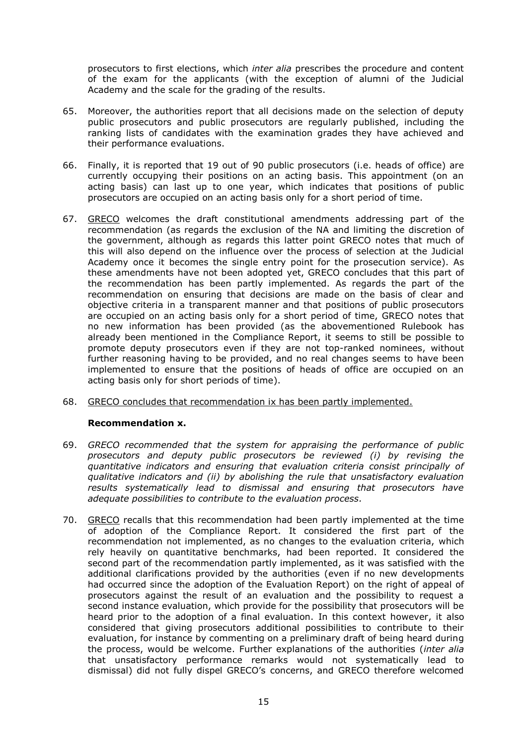prosecutors to first elections, which *inter alia* prescribes the procedure and content of the exam for the applicants (with the exception of alumni of the Judicial Academy and the scale for the grading of the results.

65. Moreover, the authorities report that all decisions made on the selection of deputy public prosecutors and public prosecutors are regularly published, including the ranking lists of candidates with the examination grades they have achieved and their performance evaluations.

66. Finally, it is reported that 19 out of 90 public prosecutors (i.e. heads of office) are currently occupying their positions on an acting basis. This appointment (on an acting basis) can last up to one year, which indicates that positions of public prosecutors are occupied on an acting basis only for a short period of time.

67. GRECO welcomes the draft constitutional amendments addressing part of the recommendation (as regards the exclusion of the NA and limiting the discretion of the government, although as regards this latter point GRECO notes that much of this will also depend on the influence over the process of selection at the Judicial Academy once it becomes the single entry point for the prosecution service). As these amendments have not been adopted yet, GRECO concludes that this part of the recommendation has been partly implemented. As regards the part of the recommendation on ensuring that decisions are made on the basis of clear and objective criteria in a transparent manner and that positions of public prosecutors are occupied on an acting basis only for a short period of time, GRECO notes that no new information has been provided (as the abovementioned Rulebook has already been mentioned in the Compliance Report, it seems to still be possible to promote deputy prosecutors even if they are not top-ranked nominees, without further reasoning having to be provided, and no real changes seems to have been implemented to ensure that the positions of heads of office are occupied on an acting basis only for short periods of time).

68. GRECO concludes that recommendation ix has been partly implemented.

**Recommendation x.**

69. *GRECO recommended that the system for appraising the performance of public prosecutors and deputy public prosecutors be reviewed (i) by revising the quantitative indicators and ensuring that evaluation criteria consist principally of qualitative indicators and (ii) by abolishing the rule that unsatisfactory evaluation results systematically lead to dismissal and ensuring that prosecutors have adequate possibilities to contribute to the evaluation process.*

70. GRECO recalls that this recommendation had been partly implemented at the time of adoption of the Compliance Report. It considered the first part of the recommendation not implemented, as no changes to the evaluation criteria, which rely heavily on quantitative benchmarks, had been reported. It considered the second part of the recommendation partly implemented, as it was satisfied with the additional clarifications provided by the authorities (even if no new developments had occurred since the adoption of the Evaluation Report) on the right of appeal of prosecutors against the result of an evaluation and the possibility to request a second instance evaluation, which provide for the possibility that prosecutors will be heard prior to the adoption of a final evaluation. In this context however, it also considered that giving prosecutors additional possibilities to contribute to their evaluation, for instance by commenting on a preliminary draft of being heard during the process, would be welcome. Further explanations of the authorities (*inter alia* that unsatisfactory performance remarks would not systematically lead to dismissal) did not fully dispel GRECO's concerns, and GRECO therefore welcomed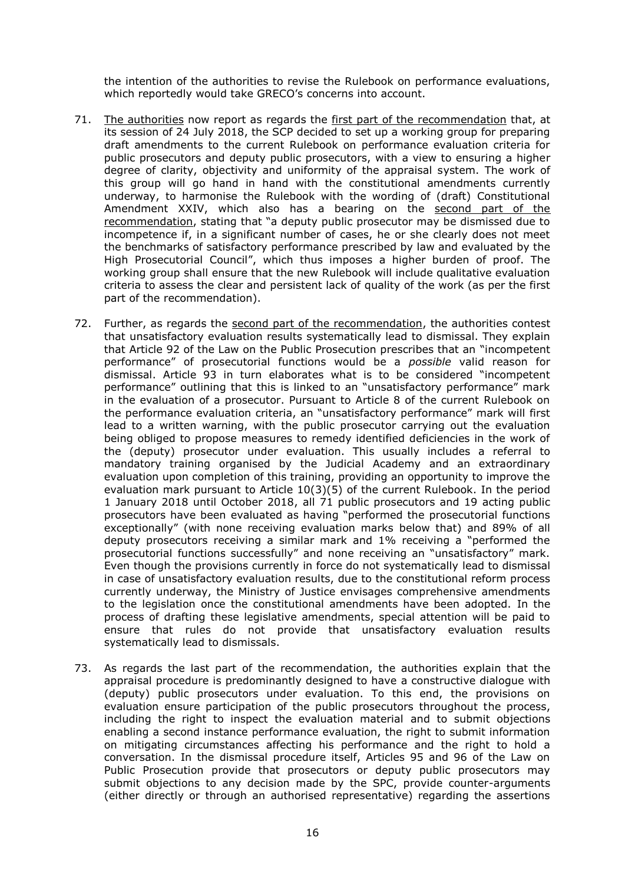the intention of the authorities to revise the Rulebook on performance evaluations, which reportedly would take GRECO's concerns into account.

71. <u>The authorities</u> now report as regards the <u>first part of the recommendation</u> that, at its session of 24 July 2018, the SCP decided to set up a working group for preparing draft amendments to the current Rulebook on performance evaluation criteria for public prosecutors and deputy public prosecutors, with a view to ensuring a higher degree of clarity, objectivity and uniformity of the appraisal system. The work of this group will go hand in hand with the constitutional amendments currently underway, to harmonise the Rulebook with the wording of (draft) Constitutional Amendment XXIV, which also has a bearing on the <u>second part of the recommendation</u>, stating that "a deputy public prosecutor may be dismissed due to incompetence if, in a significant number of cases, he or she clearly does not meet the benchmarks of satisfactory performance prescribed by law and evaluated by the High Prosecutorial Council", which thus imposes a higher burden of proof. The working group shall ensure that the new Rulebook will include qualitative evaluation criteria to assess the clear and persistent lack of quality of the work (as per the first part of the recommendation).

72. Further, as regards the <u>second part of the recommendation</u>, the authorities contest that unsatisfactory evaluation results systematically lead to dismissal. They explain that Article 92 of the Law on the Public Prosecution prescribes that an "incompetent performance" of prosecutorial functions would be a *possible* valid reason for dismissal. Article 93 in turn elaborates what is to be considered "incompetent performance" outlining that this is linked to an "unsatisfactory performance" mark in the evaluation of a prosecutor. Pursuant to Article 8 of the current Rulebook on the performance evaluation criteria, an "unsatisfactory performance" mark will first lead to a written warning, with the public prosecutor carrying out the evaluation being obliged to propose measures to remedy identified deficiencies in the work of the (deputy) prosecutor under evaluation. This usually includes a referral to mandatory training organised by the Judicial Academy and an extraordinary evaluation upon completion of this training, providing an opportunity to improve the evaluation mark pursuant to Article 10(3)(5) of the current Rulebook. In the period 1 January 2018 until October 2018, all 71 public prosecutors and 19 acting public prosecutors have been evaluated as having "performed the prosecutorial functions exceptionally" (with none receiving evaluation marks below that) and 89% of all deputy prosecutors receiving a similar mark and 1% receiving a "performed the prosecutorial functions successfully" and none receiving an "unsatisfactory" mark. Even though the provisions currently in force do not systematically lead to dismissal in case of unsatisfactory evaluation results, due to the constitutional reform process currently underway, the Ministry of Justice envisages comprehensive amendments to the legislation once the constitutional amendments have been adopted. In the process of drafting these legislative amendments, special attention will be paid to ensure that rules do not provide that unsatisfactory evaluation results systematically lead to dismissals.

73. As regards the last part of the recommendation, the authorities explain that the appraisal procedure is predominantly designed to have a constructive dialogue with (deputy) public prosecutors under evaluation. To this end, the provisions on evaluation ensure participation of the public prosecutors throughout the process, including the right to inspect the evaluation material and to submit objections enabling a second instance performance evaluation, the right to submit information on mitigating circumstances affecting his performance and the right to hold a conversation. In the dismissal procedure itself, Articles 95 and 96 of the Law on Public Prosecution provide that prosecutors or deputy public prosecutors may submit objections to any decision made by the SPC, provide counter-arguments (either directly or through an authorised representative) regarding the assertions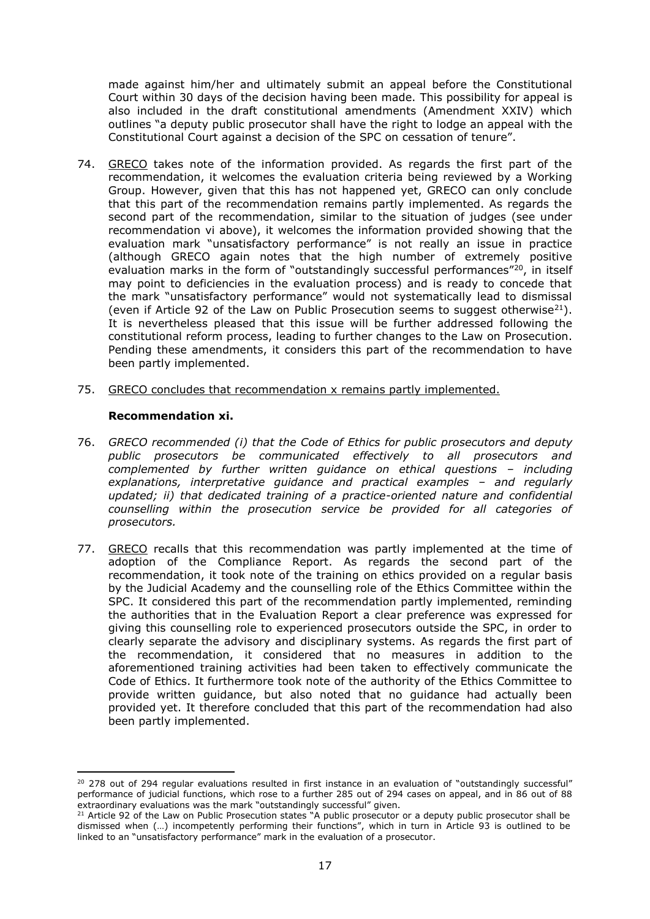made against him/her and ultimately submit an appeal before the Constitutional Court within 30 days of the decision having been made. This possibility for appeal is also included in the draft constitutional amendments (Amendment XXIV) which outlines "a deputy public prosecutor shall have the right to lodge an appeal with the Constitutional Court against a decision of the SPC on cessation of tenure".

74. GRECO takes note of the information provided. As regards the first part of the recommendation, it welcomes the evaluation criteria being reviewed by a Working Group. However, given that this has not happened yet, GRECO can only conclude that this part of the recommendation remains partly implemented. As regards the second part of the recommendation, similar to the situation of judges (see under recommendation vi above), it welcomes the information provided showing that the evaluation mark "unsatisfactory performance" is not really an issue in practice (although GRECO again notes that the high number of extremely positive evaluation marks in the form of "outstandingly successful performances"[20], in itself may point to deficiencies in the evaluation process) and is ready to concede that the mark "unsatisfactory performance" would not systematically lead to dismissal (even if Article 92 of the Law on Public Prosecution seems to suggest otherwise[21]). It is nevertheless pleased that this issue will be further addressed following the constitutional reform process, leading to further changes to the Law on Prosecution. Pending these amendments, it considers this part of the recommendation to have been partly implemented.

75. GRECO concludes that recommendation x remains partly implemented.

**Recommendation xi.**

76. *GRECO recommended (i) that the Code of Ethics for public prosecutors and deputy public prosecutors be communicated effectively to all prosecutors and complemented by further written guidance on ethical questions – including explanations, interpretative guidance and practical examples – and regularly updated; ii) that dedicated training of a practice-oriented nature and confidential counselling within the prosecution service be provided for all categories of prosecutors.*

77. GRECO recalls that this recommendation was partly implemented at the time of adoption of the Compliance Report. As regards the second part of the recommendation, it took note of the training on ethics provided on a regular basis by the Judicial Academy and the counselling role of the Ethics Committee within the SPC. It considered this part of the recommendation partly implemented, reminding the authorities that in the Evaluation Report a clear preference was expressed for giving this counselling role to experienced prosecutors outside the SPC, in order to clearly separate the advisory and disciplinary systems. As regards the first part of the recommendation, it considered that no measures in addition to the aforementioned training activities had been taken to effectively communicate the Code of Ethics. It furthermore took note of the authority of the Ethics Committee to provide written guidance, but also noted that no guidance had actually been provided yet. It therefore concluded that this part of the recommendation had also been partly implemented.

---

[20] 278 out of 294 regular evaluations resulted in first instance in an evaluation of "outstandingly successful" performance of judicial functions, which rose to a further 285 out of 294 cases on appeal, and in 86 out of 88 extraordinary evaluations was the mark "outstandingly successful" given.

[21] Article 92 of the Law on Public Prosecution states "A public prosecutor or a deputy public prosecutor shall be dismissed when (…) incompetently performing their functions", which in turn in Article 93 is outlined to be linked to an "unsatisfactory performance" mark in the evaluation of a prosecutor.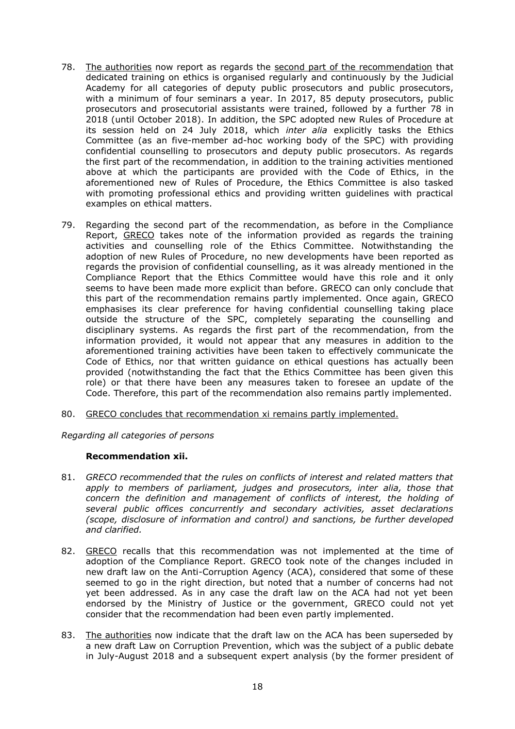78. The authorities now report as regards the second part of the recommendation that dedicated training on ethics is organised regularly and continuously by the Judicial Academy for all categories of deputy public prosecutors and public prosecutors, with a minimum of four seminars a year. In 2017, 85 deputy prosecutors, public prosecutors and prosecutorial assistants were trained, followed by a further 78 in 2018 (until October 2018). In addition, the SPC adopted new Rules of Procedure at its session held on 24 July 2018, which *inter alia* explicitly tasks the Ethics Committee (as an five-member ad-hoc working body of the SPC) with providing confidential counselling to prosecutors and deputy public prosecutors. As regards the first part of the recommendation, in addition to the training activities mentioned above at which the participants are provided with the Code of Ethics, in the aforementioned new of Rules of Procedure, the Ethics Committee is also tasked with promoting professional ethics and providing written guidelines with practical examples on ethical matters.

79. Regarding the second part of the recommendation, as before in the Compliance Report, GRECO takes note of the information provided as regards the training activities and counselling role of the Ethics Committee. Notwithstanding the adoption of new Rules of Procedure, no new developments have been reported as regards the provision of confidential counselling, as it was already mentioned in the Compliance Report that the Ethics Committee would have this role and it only seems to have been made more explicit than before. GRECO can only conclude that this part of the recommendation remains partly implemented. Once again, GRECO emphasises its clear preference for having confidential counselling taking place outside the structure of the SPC, completely separating the counselling and disciplinary systems. As regards the first part of the recommendation, from the information provided, it would not appear that any measures in addition to the aforementioned training activities have been taken to effectively communicate the Code of Ethics, nor that written guidance on ethical questions has actually been provided (notwithstanding the fact that the Ethics Committee has been given this role) or that there have been any measures taken to foresee an update of the Code. Therefore, this part of the recommendation also remains partly implemented.

80. GRECO concludes that recommendation xi remains partly implemented.

*Regarding all categories of persons*

**Recommendation xii.**

81. *GRECO recommended that the rules on conflicts of interest and related matters that apply to members of parliament, judges and prosecutors, inter alia, those that concern the definition and management of conflicts of interest, the holding of several public offices concurrently and secondary activities, asset declarations (scope, disclosure of information and control) and sanctions, be further developed and clarified.*

82. GRECO recalls that this recommendation was not implemented at the time of adoption of the Compliance Report. GRECO took note of the changes included in new draft law on the Anti-Corruption Agency (ACA), considered that some of these seemed to go in the right direction, but noted that a number of concerns had not yet been addressed. As in any case the draft law on the ACA had not yet been endorsed by the Ministry of Justice or the government, GRECO could not yet consider that the recommendation had been even partly implemented.

83. The authorities now indicate that the draft law on the ACA has been superseded by a new draft Law on Corruption Prevention, which was the subject of a public debate in July-August 2018 and a subsequent expert analysis (by the former president of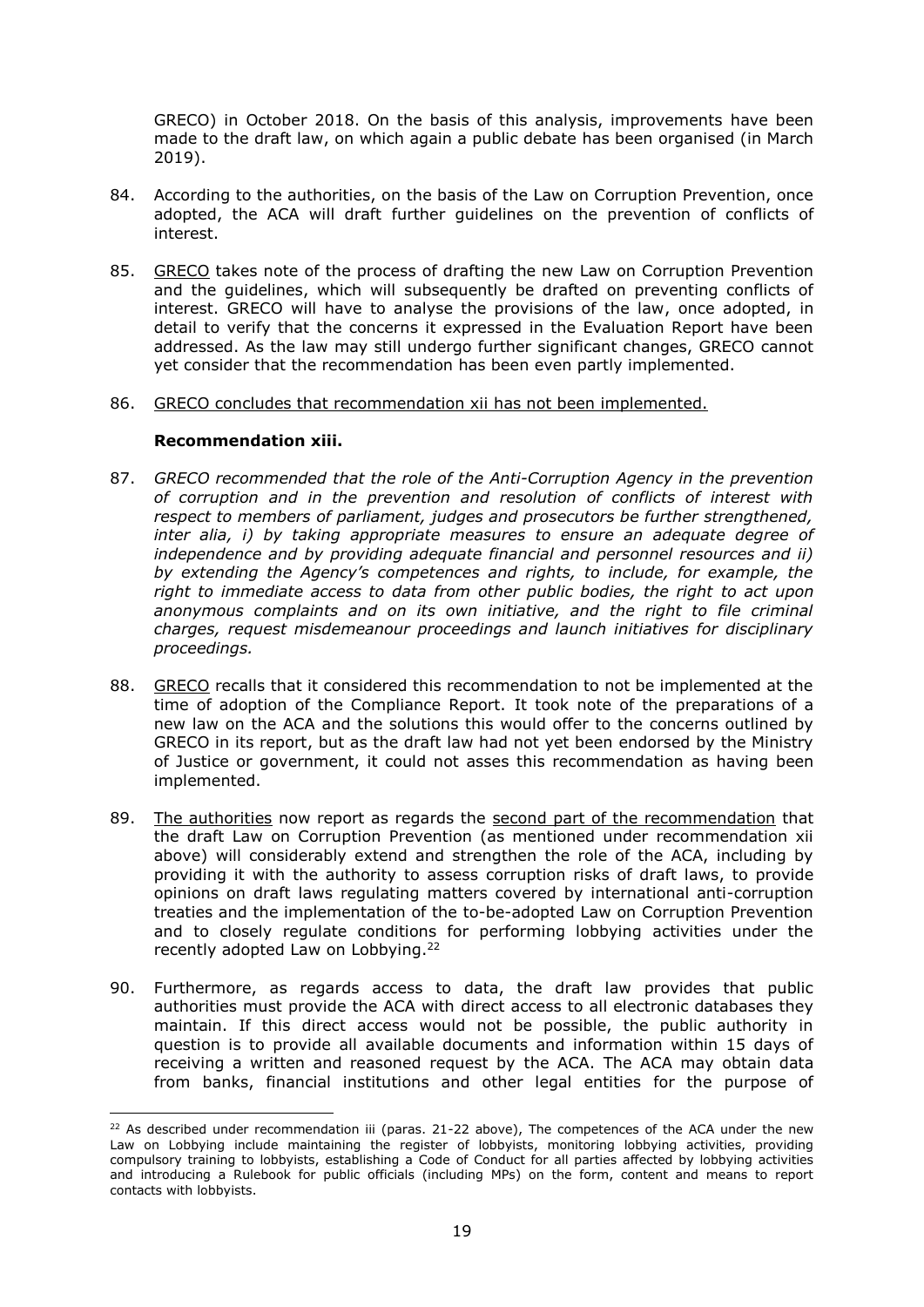GRECO) in October 2018. On the basis of this analysis, improvements have been made to the draft law, on which again a public debate has been organised (in March 2019).

84. According to the authorities, on the basis of the Law on Corruption Prevention, once adopted, the ACA will draft further guidelines on the prevention of conflicts of interest.

85. GRECO takes note of the process of drafting the new Law on Corruption Prevention and the guidelines, which will subsequently be drafted on preventing conflicts of interest. GRECO will have to analyse the provisions of the law, once adopted, in detail to verify that the concerns it expressed in the Evaluation Report have been addressed. As the law may still undergo further significant changes, GRECO cannot yet consider that the recommendation has been even partly implemented.

86. GRECO concludes that recommendation xii has not been implemented.

**Recommendation xiii.**

87. *GRECO recommended that the role of the Anti-Corruption Agency in the prevention of corruption and in the prevention and resolution of conflicts of interest with respect to members of parliament, judges and prosecutors be further strengthened, inter alia, i) by taking appropriate measures to ensure an adequate degree of independence and by providing adequate financial and personnel resources and ii) by extending the Agency's competences and rights, to include, for example, the right to immediate access to data from other public bodies, the right to act upon anonymous complaints and on its own initiative, and the right to file criminal charges, request misdemeanour proceedings and launch initiatives for disciplinary proceedings.*

88. GRECO recalls that it considered this recommendation to not be implemented at the time of adoption of the Compliance Report. It took note of the preparations of a new law on the ACA and the solutions this would offer to the concerns outlined by GRECO in its report, but as the draft law had not yet been endorsed by the Ministry of Justice or government, it could not asses this recommendation as having been implemented.

89. The authorities now report as regards the second part of the recommendation that the draft Law on Corruption Prevention (as mentioned under recommendation xii above) will considerably extend and strengthen the role of the ACA, including by providing it with the authority to assess corruption risks of draft laws, to provide opinions on draft laws regulating matters covered by international anti-corruption treaties and the implementation of the to-be-adopted Law on Corruption Prevention and to closely regulate conditions for performing lobbying activities under the recently adopted Law on Lobbying.[22]

90. Furthermore, as regards access to data, the draft law provides that public authorities must provide the ACA with direct access to all electronic databases they maintain. If this direct access would not be possible, the public authority in question is to provide all available documents and information within 15 days of receiving a written and reasoned request by the ACA. The ACA may obtain data from banks, financial institutions and other legal entities for the purpose of

[22] As described under recommendation iii (paras. 21-22 above), The competences of the ACA under the new Law on Lobbying include maintaining the register of lobbyists, monitoring lobbying activities, providing compulsory training to lobbyists, establishing a Code of Conduct for all parties affected by lobbying activities and introducing a Rulebook for public officials (including MPs) on the form, content and means to report contacts with lobbyists.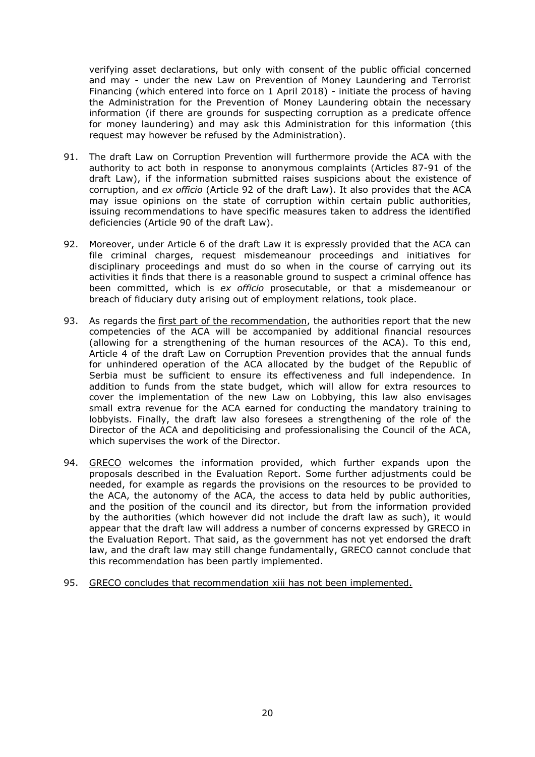verifying asset declarations, but only with consent of the public official concerned and may - under the new Law on Prevention of Money Laundering and Terrorist Financing (which entered into force on 1 April 2018) - initiate the process of having the Administration for the Prevention of Money Laundering obtain the necessary information (if there are grounds for suspecting corruption as a predicate offence for money laundering) and may ask this Administration for this information (this request may however be refused by the Administration).

91. The draft Law on Corruption Prevention will furthermore provide the ACA with the authority to act both in response to anonymous complaints (Articles 87-91 of the draft Law), if the information submitted raises suspicions about the existence of corruption, and *ex officio* (Article 92 of the draft Law). It also provides that the ACA may issue opinions on the state of corruption within certain public authorities, issuing recommendations to have specific measures taken to address the identified deficiencies (Article 90 of the draft Law).

92. Moreover, under Article 6 of the draft Law it is expressly provided that the ACA can file criminal charges, request misdemeanour proceedings and initiatives for disciplinary proceedings and must do so when in the course of carrying out its activities it finds that there is a reasonable ground to suspect a criminal offence has been committed, which is *ex officio* prosecutable, or that a misdemeanour or breach of fiduciary duty arising out of employment relations, took place.

93. As regards the <u>first part of the recommendation</u>, the authorities report that the new competencies of the ACA will be accompanied by additional financial resources (allowing for a strengthening of the human resources of the ACA). To this end, Article 4 of the draft Law on Corruption Prevention provides that the annual funds for unhindered operation of the ACA allocated by the budget of the Republic of Serbia must be sufficient to ensure its effectiveness and full independence. In addition to funds from the state budget, which will allow for extra resources to cover the implementation of the new Law on Lobbying, this law also envisages small extra revenue for the ACA earned for conducting the mandatory training to lobbyists. Finally, the draft law also foresees a strengthening of the role of the Director of the ACA and depoliticising and professionalising the Council of the ACA, which supervises the work of the Director.

94. <u>GRECO</u> welcomes the information provided, which further expands upon the proposals described in the Evaluation Report. Some further adjustments could be needed, for example as regards the provisions on the resources to be provided to the ACA, the autonomy of the ACA, the access to data held by public authorities, and the position of the council and its director, but from the information provided by the authorities (which however did not include the draft law as such), it would appear that the draft law will address a number of concerns expressed by GRECO in the Evaluation Report. That said, as the government has not yet endorsed the draft law, and the draft law may still change fundamentally, GRECO cannot conclude that this recommendation has been partly implemented.

95. <u>GRECO concludes that recommendation xiii has not been implemented.</u>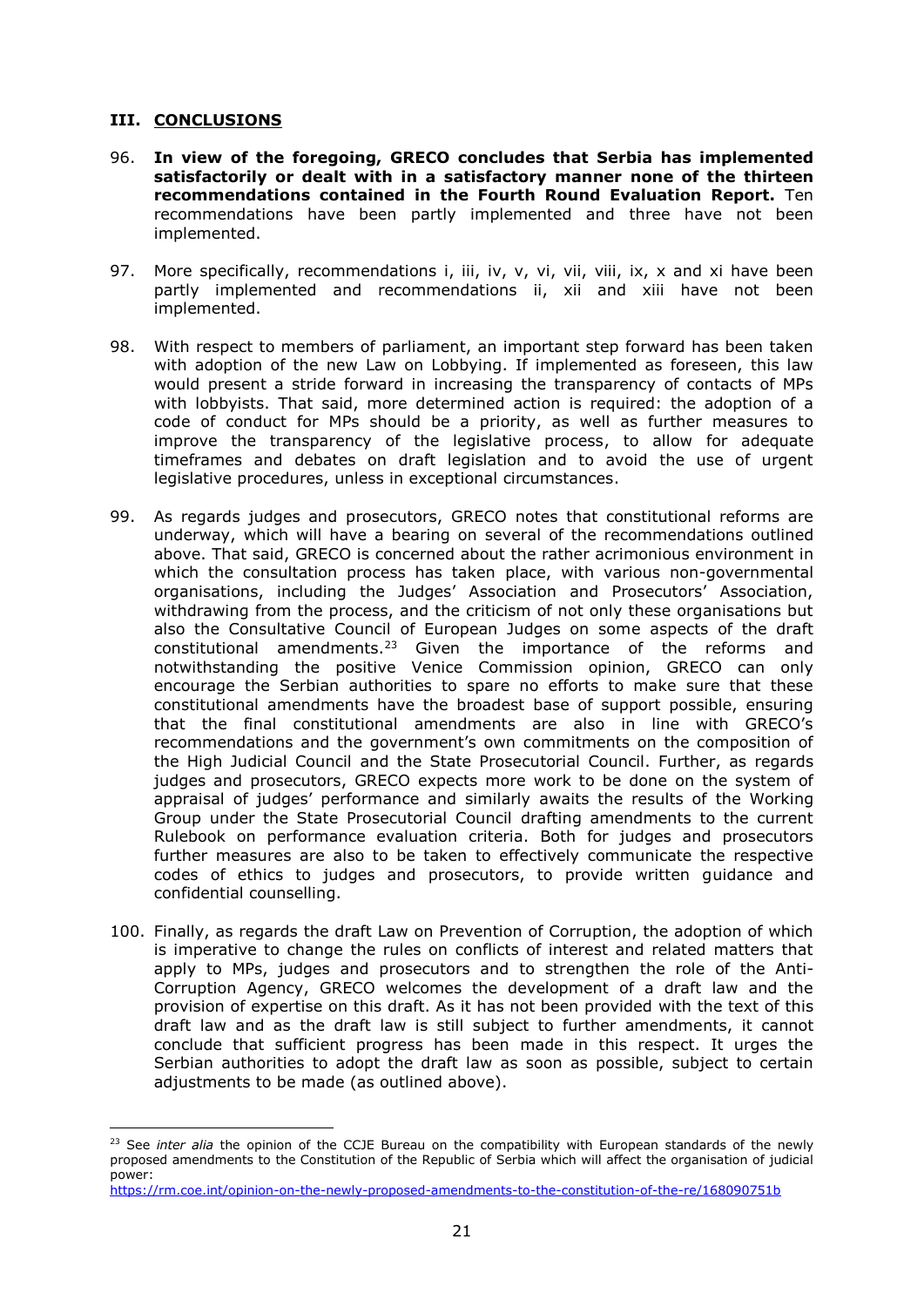## III. CONCLUSIONS

96. **In view of the foregoing, GRECO concludes that Serbia has implemented satisfactorily or dealt with in a satisfactory manner none of the thirteen recommendations contained in the Fourth Round Evaluation Report.** Ten recommendations have been partly implemented and three have not been implemented.

97. More specifically, recommendations i, iii, iv, v, vi, vii, viii, ix, x and xi have been partly implemented and recommendations ii, xii and xiii have not been implemented.

98. With respect to members of parliament, an important step forward has been taken with adoption of the new Law on Lobbying. If implemented as foreseen, this law would present a stride forward in increasing the transparency of contacts of MPs with lobbyists. That said, more determined action is required: the adoption of a code of conduct for MPs should be a priority, as well as further measures to improve the transparency of the legislative process, to allow for adequate timeframes and debates on draft legislation and to avoid the use of urgent legislative procedures, unless in exceptional circumstances.

99. As regards judges and prosecutors, GRECO notes that constitutional reforms are underway, which will have a bearing on several of the recommendations outlined above. That said, GRECO is concerned about the rather acrimonious environment in which the consultation process has taken place, with various non-governmental organisations, including the Judges' Association and Prosecutors' Association, withdrawing from the process, and the criticism of not only these organisations but also the Consultative Council of European Judges on some aspects of the draft constitutional amendments.[23] Given the importance of the reforms and notwithstanding the positive Venice Commission opinion, GRECO can only encourage the Serbian authorities to spare no efforts to make sure that these constitutional amendments have the broadest base of support possible, ensuring that the final constitutional amendments are also in line with GRECO's recommendations and the government's own commitments on the composition of the High Judicial Council and the State Prosecutorial Council. Further, as regards judges and prosecutors, GRECO expects more work to be done on the system of appraisal of judges' performance and similarly awaits the results of the Working Group under the State Prosecutorial Council drafting amendments to the current Rulebook on performance evaluation criteria. Both for judges and prosecutors further measures are also to be taken to effectively communicate the respective codes of ethics to judges and prosecutors, to provide written guidance and confidential counselling.

100. Finally, as regards the draft Law on Prevention of Corruption, the adoption of which is imperative to change the rules on conflicts of interest and related matters that apply to MPs, judges and prosecutors and to strengthen the role of the Anti-Corruption Agency, GRECO welcomes the development of a draft law and the provision of expertise on this draft. As it has not been provided with the text of this draft law and as the draft law is still subject to further amendments, it cannot conclude that sufficient progress has been made in this respect. It urges the Serbian authorities to adopt the draft law as soon as possible, subject to certain adjustments to be made (as outlined above).

---

[23] See *inter alia* the opinion of the CCJE Bureau on the compatibility with European standards of the newly proposed amendments to the Constitution of the Republic of Serbia which will affect the organisation of judicial power:
https://rm.coe.int/opinion-on-the-newly-proposed-amendments-to-the-constitution-of-the-re/168090751b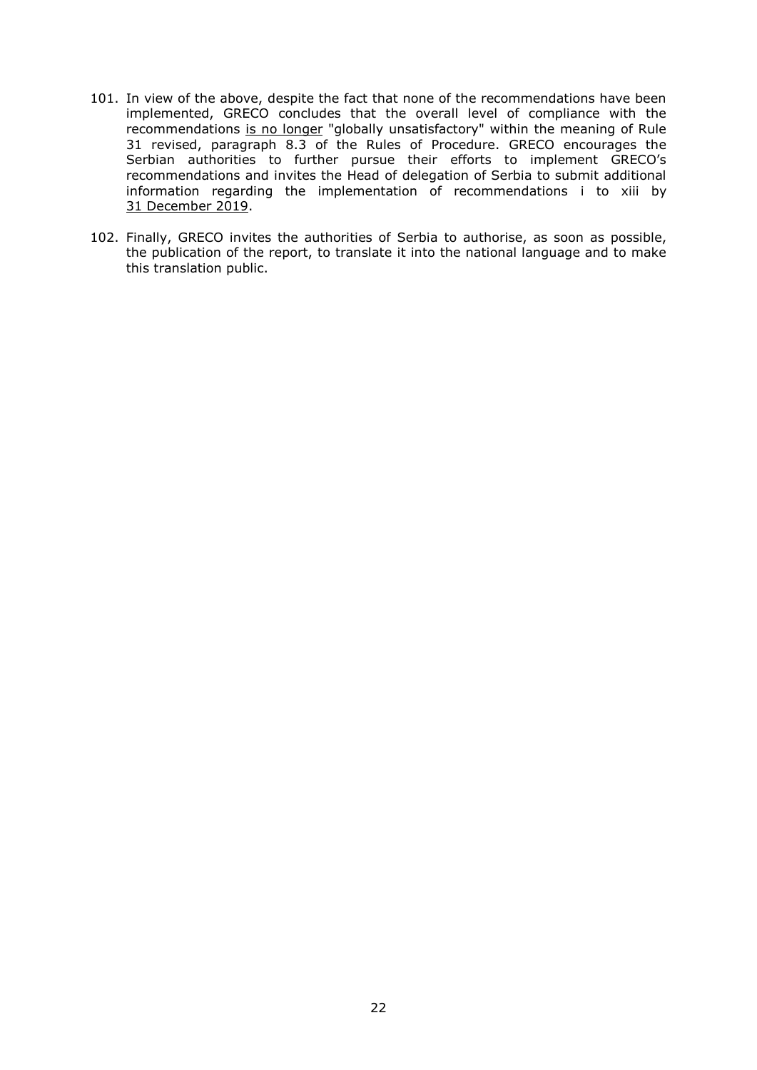101. In view of the above, despite the fact that none of the recommendations have been implemented, GRECO concludes that the overall level of compliance with the recommendations <u>is no longer</u> "globally unsatisfactory" within the meaning of Rule 31 revised, paragraph 8.3 of the Rules of Procedure. GRECO encourages the Serbian authorities to further pursue their efforts to implement GRECO's recommendations and invites the Head of delegation of Serbia to submit additional information regarding the implementation of recommendations i to xiii by <u>31 December 2019</u>.

102. Finally, GRECO invites the authorities of Serbia to authorise, as soon as possible, the publication of the report, to translate it into the national language and to make this translation public.